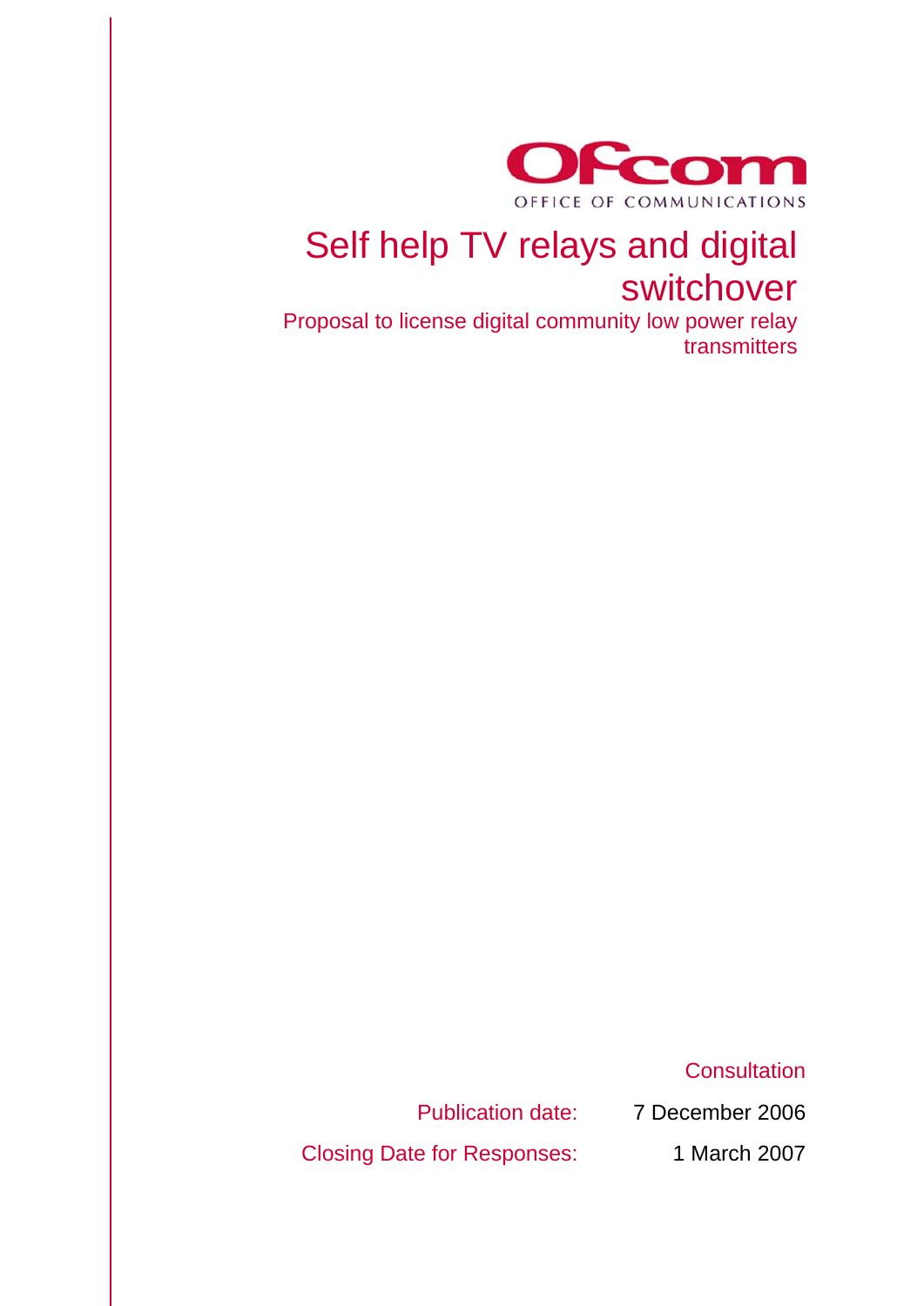Ofcom

OFFICE OF COMMUNICATIONS

# Self help TV relays and digital switchover

## Proposal to license digital community low power relay transmitters

Consultation

Publication date: 7 December 2006

Closing Date for Responses: 1 March 2007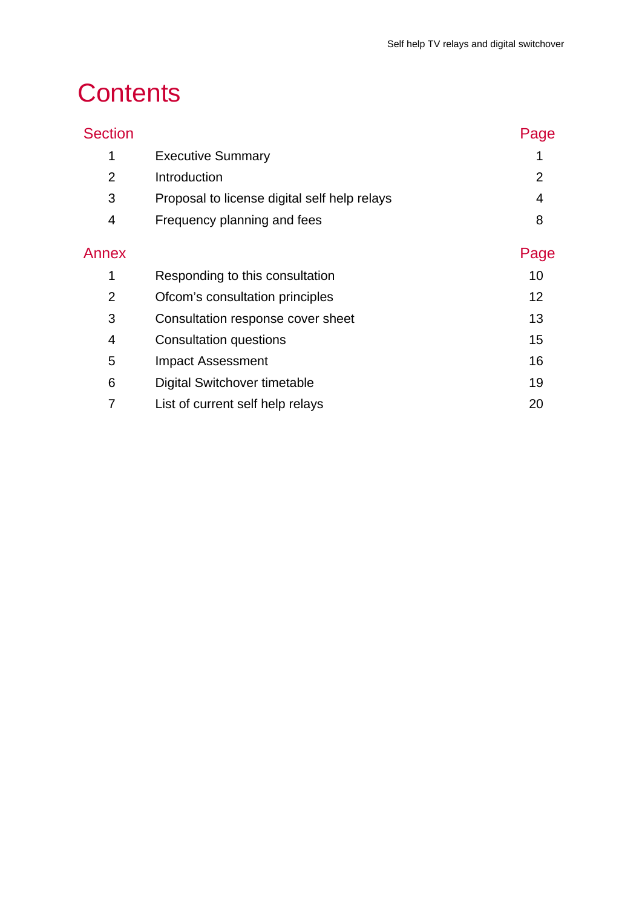# Contents

| Section | | Page |
|---|---|---|
| 1 | Executive Summary | 1 |
| 2 | Introduction | 2 |
| 3 | Proposal to license digital self help relays | 4 |
| 4 | Frequency planning and fees | 8 |

| Annex | | Page |
|---|---|---|
| 1 | Responding to this consultation | 10 |
| 2 | Ofcom's consultation principles | 12 |
| 3 | Consultation response cover sheet | 13 |
| 4 | Consultation questions | 15 |
| 5 | Impact Assessment | 16 |
| 6 | Digital Switchover timetable | 19 |
| 7 | List of current self help relays | 20 |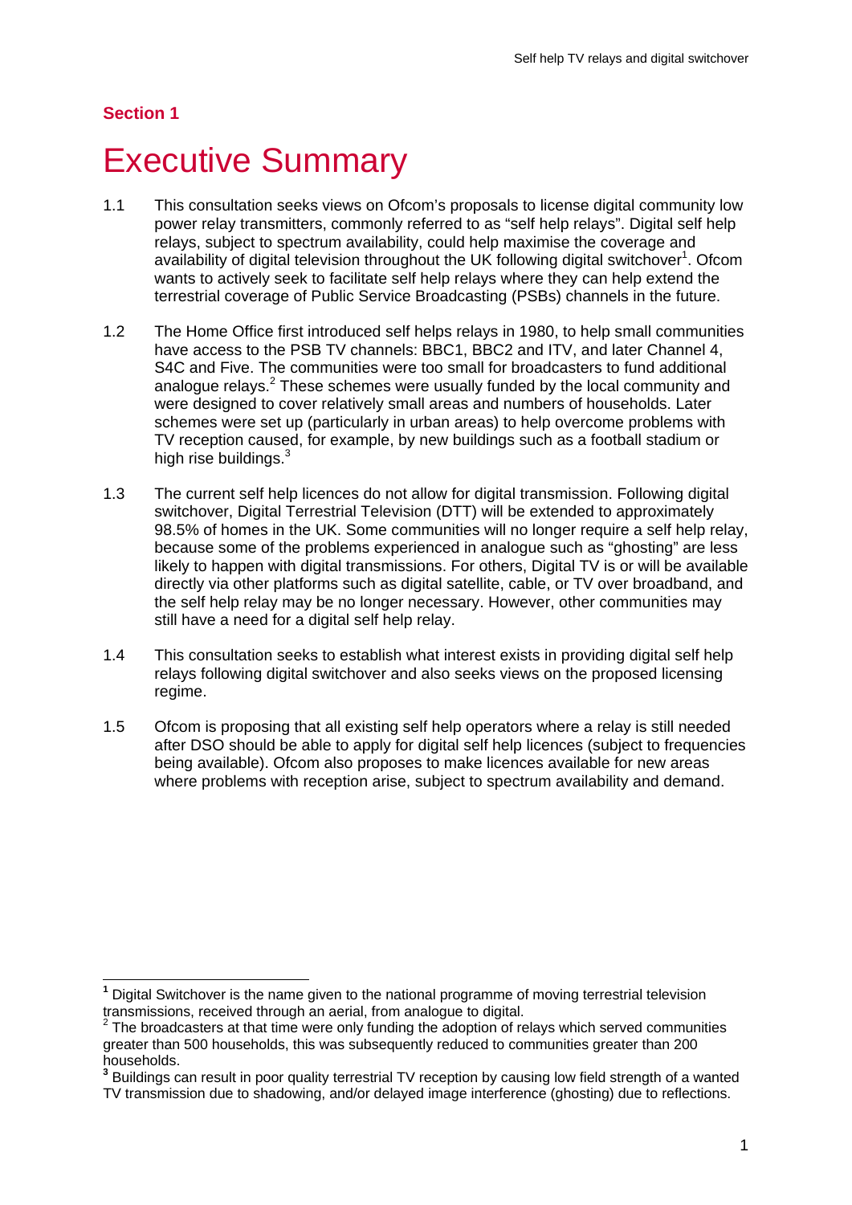**Section 1**

# Executive Summary

1.1 This consultation seeks views on Ofcom's proposals to license digital community low power relay transmitters, commonly referred to as "self help relays". Digital self help relays, subject to spectrum availability, could help maximise the coverage and availability of digital television throughout the UK following digital switchover[1]. Ofcom wants to actively seek to facilitate self help relays where they can help extend the terrestrial coverage of Public Service Broadcasting (PSBs) channels in the future.

1.2 The Home Office first introduced self helps relays in 1980, to help small communities have access to the PSB TV channels: BBC1, BBC2 and ITV, and later Channel 4, S4C and Five. The communities were too small for broadcasters to fund additional analogue relays.[2] These schemes were usually funded by the local community and were designed to cover relatively small areas and numbers of households. Later schemes were set up (particularly in urban areas) to help overcome problems with TV reception caused, for example, by new buildings such as a football stadium or high rise buildings.[3]

1.3 The current self help licences do not allow for digital transmission. Following digital switchover, Digital Terrestrial Television (DTT) will be extended to approximately 98.5% of homes in the UK. Some communities will no longer require a self help relay, because some of the problems experienced in analogue such as "ghosting" are less likely to happen with digital transmissions. For others, Digital TV is or will be available directly via other platforms such as digital satellite, cable, or TV over broadband, and the self help relay may be no longer necessary. However, other communities may still have a need for a digital self help relay.

1.4 This consultation seeks to establish what interest exists in providing digital self help relays following digital switchover and also seeks views on the proposed licensing regime.

1.5 Ofcom is proposing that all existing self help operators where a relay is still needed after DSO should be able to apply for digital self help licences (subject to frequencies being available). Ofcom also proposes to make licences available for new areas where problems with reception arise, subject to spectrum availability and demand.

---

[1] Digital Switchover is the name given to the national programme of moving terrestrial television transmissions, received through an aerial, from analogue to digital.

[2] The broadcasters at that time were only funding the adoption of relays which served communities greater than 500 households, this was subsequently reduced to communities greater than 200 households.

[3] Buildings can result in poor quality terrestrial TV reception by causing low field strength of a wanted TV transmission due to shadowing, and/or delayed image interference (ghosting) due to reflections.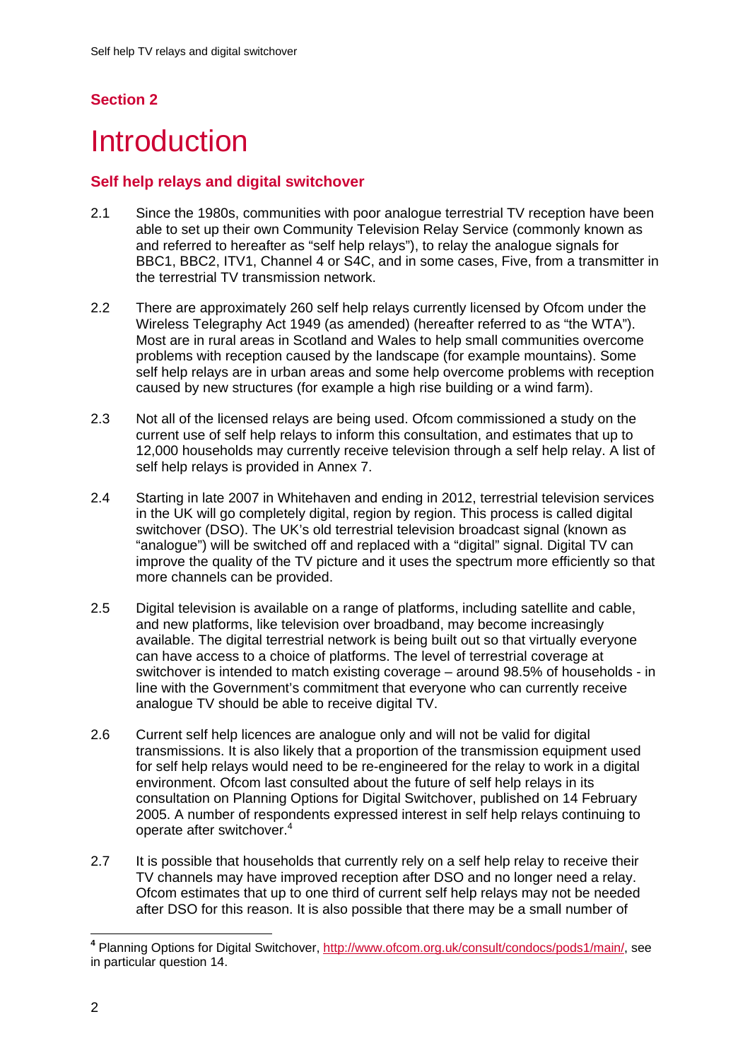## Section 2

# Introduction

### Self help relays and digital switchover

2.1 Since the 1980s, communities with poor analogue terrestrial TV reception have been able to set up their own Community Television Relay Service (commonly known as and referred to hereafter as "self help relays"), to relay the analogue signals for BBC1, BBC2, ITV1, Channel 4 or S4C, and in some cases, Five, from a transmitter in the terrestrial TV transmission network.

2.2 There are approximately 260 self help relays currently licensed by Ofcom under the Wireless Telegraphy Act 1949 (as amended) (hereafter referred to as "the WTA"). Most are in rural areas in Scotland and Wales to help small communities overcome problems with reception caused by the landscape (for example mountains). Some self help relays are in urban areas and some help overcome problems with reception caused by new structures (for example a high rise building or a wind farm).

2.3 Not all of the licensed relays are being used. Ofcom commissioned a study on the current use of self help relays to inform this consultation, and estimates that up to 12,000 households may currently receive television through a self help relay. A list of self help relays is provided in Annex 7.

2.4 Starting in late 2007 in Whitehaven and ending in 2012, terrestrial television services in the UK will go completely digital, region by region. This process is called digital switchover (DSO). The UK's old terrestrial television broadcast signal (known as "analogue") will be switched off and replaced with a "digital" signal. Digital TV can improve the quality of the TV picture and it uses the spectrum more efficiently so that more channels can be provided.

2.5 Digital television is available on a range of platforms, including satellite and cable, and new platforms, like television over broadband, may become increasingly available. The digital terrestrial network is being built out so that virtually everyone can have access to a choice of platforms. The level of terrestrial coverage at switchover is intended to match existing coverage – around 98.5% of households - in line with the Government's commitment that everyone who can currently receive analogue TV should be able to receive digital TV.

2.6 Current self help licences are analogue only and will not be valid for digital transmissions. It is also likely that a proportion of the transmission equipment used for self help relays would need to be re-engineered for the relay to work in a digital environment. Ofcom last consulted about the future of self help relays in its consultation on Planning Options for Digital Switchover, published on 14 February 2005. A number of respondents expressed interest in self help relays continuing to operate after switchover.[4]

2.7 It is possible that households that currently rely on a self help relay to receive their TV channels may have improved reception after DSO and no longer need a relay. Ofcom estimates that up to one third of current self help relays may not be needed after DSO for this reason. It is also possible that there may be a small number of

[4] Planning Options for Digital Switchover, http://www.ofcom.org.uk/consult/condocs/pods1/main/, see in particular question 14.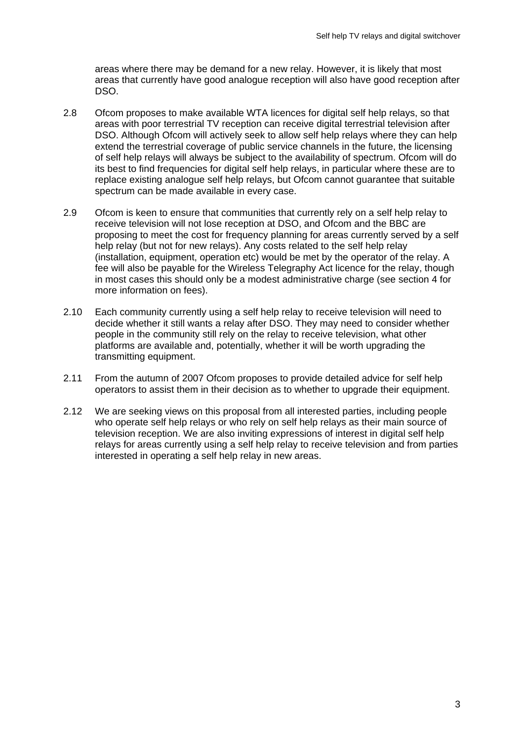areas where there may be demand for a new relay. However, it is likely that most areas that currently have good analogue reception will also have good reception after DSO.

2.8 Ofcom proposes to make available WTA licences for digital self help relays, so that areas with poor terrestrial TV reception can receive digital terrestrial television after DSO. Although Ofcom will actively seek to allow self help relays where they can help extend the terrestrial coverage of public service channels in the future, the licensing of self help relays will always be subject to the availability of spectrum. Ofcom will do its best to find frequencies for digital self help relays, in particular where these are to replace existing analogue self help relays, but Ofcom cannot guarantee that suitable spectrum can be made available in every case.

2.9 Ofcom is keen to ensure that communities that currently rely on a self help relay to receive television will not lose reception at DSO, and Ofcom and the BBC are proposing to meet the cost for frequency planning for areas currently served by a self help relay (but not for new relays). Any costs related to the self help relay (installation, equipment, operation etc) would be met by the operator of the relay. A fee will also be payable for the Wireless Telegraphy Act licence for the relay, though in most cases this should only be a modest administrative charge (see section 4 for more information on fees).

2.10 Each community currently using a self help relay to receive television will need to decide whether it still wants a relay after DSO. They may need to consider whether people in the community still rely on the relay to receive television, what other platforms are available and, potentially, whether it will be worth upgrading the transmitting equipment.

2.11 From the autumn of 2007 Ofcom proposes to provide detailed advice for self help operators to assist them in their decision as to whether to upgrade their equipment.

2.12 We are seeking views on this proposal from all interested parties, including people who operate self help relays or who rely on self help relays as their main source of television reception. We are also inviting expressions of interest in digital self help relays for areas currently using a self help relay to receive television and from parties interested in operating a self help relay in new areas.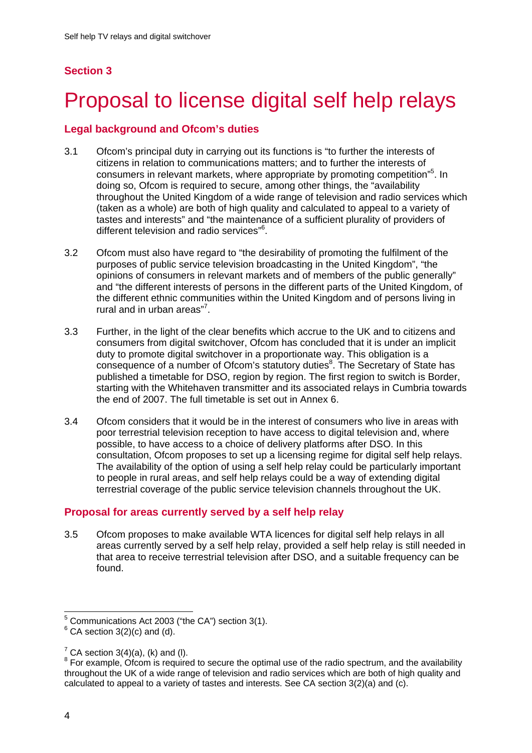## Section 3

# Proposal to license digital self help relays

### Legal background and Ofcom's duties

3.1 Ofcom's principal duty in carrying out its functions is "to further the interests of citizens in relation to communications matters; and to further the interests of consumers in relevant markets, where appropriate by promoting competition"[5]. In doing so, Ofcom is required to secure, among other things, the "availability throughout the United Kingdom of a wide range of television and radio services which (taken as a whole) are both of high quality and calculated to appeal to a variety of tastes and interests" and "the maintenance of a sufficient plurality of providers of different television and radio services"[6].

3.2 Ofcom must also have regard to "the desirability of promoting the fulfilment of the purposes of public service television broadcasting in the United Kingdom", "the opinions of consumers in relevant markets and of members of the public generally" and "the different interests of persons in the different parts of the United Kingdom, of the different ethnic communities within the United Kingdom and of persons living in rural and in urban areas"[7].

3.3 Further, in the light of the clear benefits which accrue to the UK and to citizens and consumers from digital switchover, Ofcom has concluded that it is under an implicit duty to promote digital switchover in a proportionate way. This obligation is a consequence of a number of Ofcom's statutory duties[8]. The Secretary of State has published a timetable for DSO, region by region. The first region to switch is Border, starting with the Whitehaven transmitter and its associated relays in Cumbria towards the end of 2007. The full timetable is set out in Annex 6.

3.4 Ofcom considers that it would be in the interest of consumers who live in areas with poor terrestrial television reception to have access to digital television and, where possible, to have access to a choice of delivery platforms after DSO. In this consultation, Ofcom proposes to set up a licensing regime for digital self help relays. The availability of the option of using a self help relay could be particularly important to people in rural areas, and self help relays could be a way of extending digital terrestrial coverage of the public service television channels throughout the UK.

### Proposal for areas currently served by a self help relay

3.5 Ofcom proposes to make available WTA licences for digital self help relays in all areas currently served by a self help relay, provided a self help relay is still needed in that area to receive terrestrial television after DSO, and a suitable frequency can be found.

---

[5] Communications Act 2003 ("the CA") section 3(1).

[6] CA section 3(2)(c) and (d).

[7] CA section 3(4)(a), (k) and (l).

[8] For example, Ofcom is required to secure the optimal use of the radio spectrum, and the availability throughout the UK of a wide range of television and radio services which are both of high quality and calculated to appeal to a variety of tastes and interests. See CA section 3(2)(a) and (c).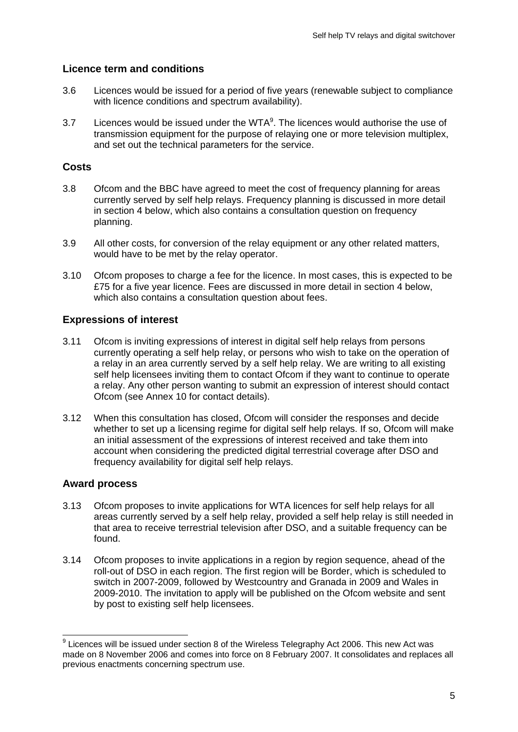## Licence term and conditions

3.6 Licences would be issued for a period of five years (renewable subject to compliance with licence conditions and spectrum availability).

3.7 Licences would be issued under the WTA[9]. The licences would authorise the use of transmission equipment for the purpose of relaying one or more television multiplex, and set out the technical parameters for the service.

## Costs

3.8 Ofcom and the BBC have agreed to meet the cost of frequency planning for areas currently served by self help relays. Frequency planning is discussed in more detail in section 4 below, which also contains a consultation question on frequency planning.

3.9 All other costs, for conversion of the relay equipment or any other related matters, would have to be met by the relay operator.

3.10 Ofcom proposes to charge a fee for the licence. In most cases, this is expected to be £75 for a five year licence. Fees are discussed in more detail in section 4 below, which also contains a consultation question about fees.

## Expressions of interest

3.11 Ofcom is inviting expressions of interest in digital self help relays from persons currently operating a self help relay, or persons who wish to take on the operation of a relay in an area currently served by a self help relay. We are writing to all existing self help licensees inviting them to contact Ofcom if they want to continue to operate a relay. Any other person wanting to submit an expression of interest should contact Ofcom (see Annex 10 for contact details).

3.12 When this consultation has closed, Ofcom will consider the responses and decide whether to set up a licensing regime for digital self help relays. If so, Ofcom will make an initial assessment of the expressions of interest received and take them into account when considering the predicted digital terrestrial coverage after DSO and frequency availability for digital self help relays.

## Award process

3.13 Ofcom proposes to invite applications for WTA licences for self help relays for all areas currently served by a self help relay, provided a self help relay is still needed in that area to receive terrestrial television after DSO, and a suitable frequency can be found.

3.14 Ofcom proposes to invite applications in a region by region sequence, ahead of the roll-out of DSO in each region. The first region will be Border, which is scheduled to switch in 2007-2009, followed by Westcountry and Granada in 2009 and Wales in 2009-2010. The invitation to apply will be published on the Ofcom website and sent by post to existing self help licensees.

---

[9] Licences will be issued under section 8 of the Wireless Telegraphy Act 2006. This new Act was made on 8 November 2006 and comes into force on 8 February 2007. It consolidates and replaces all previous enactments concerning spectrum use.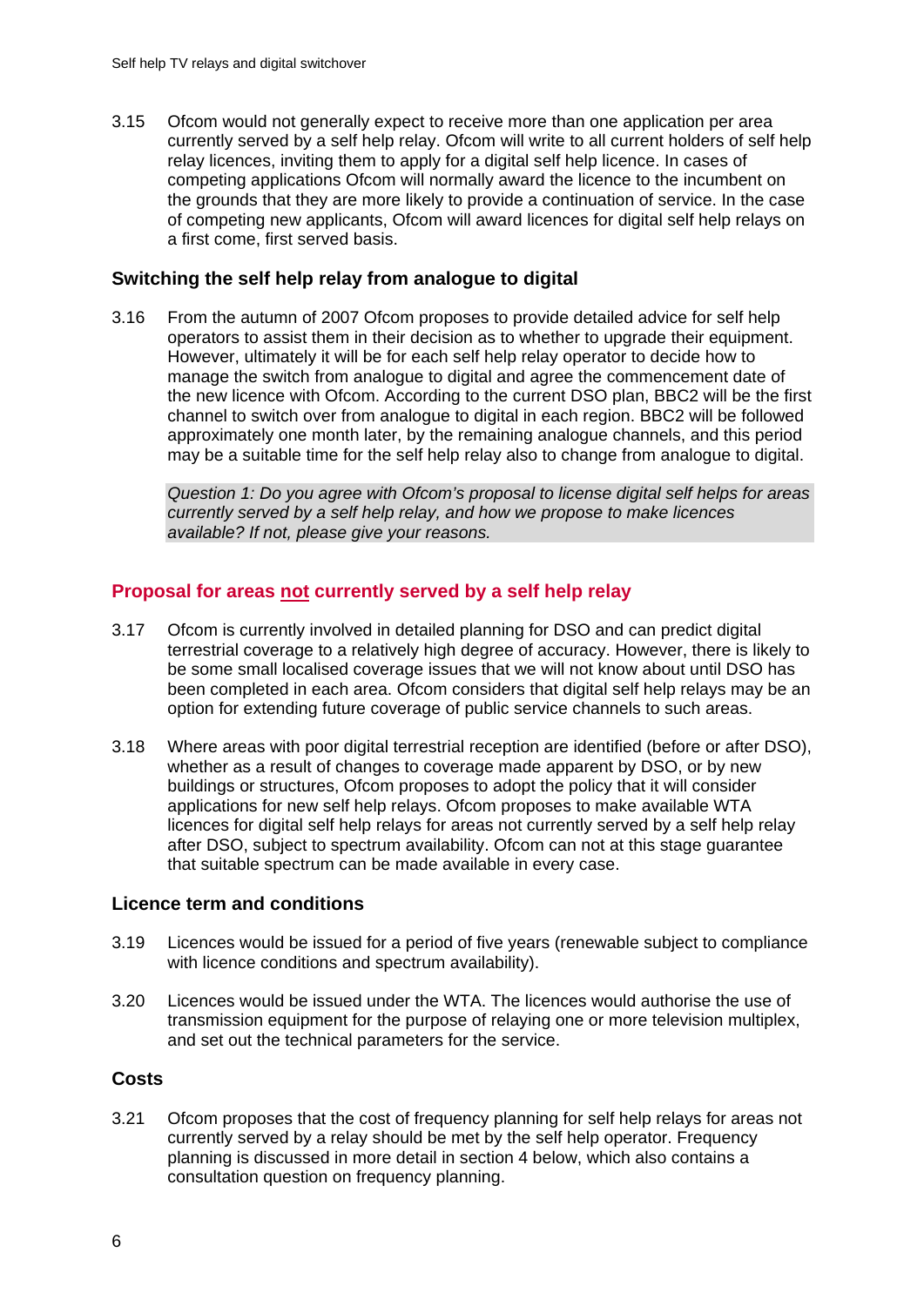3.15 Ofcom would not generally expect to receive more than one application per area currently served by a self help relay. Ofcom will write to all current holders of self help relay licences, inviting them to apply for a digital self help licence. In cases of competing applications Ofcom will normally award the licence to the incumbent on the grounds that they are more likely to provide a continuation of service. In the case of competing new applicants, Ofcom will award licences for digital self help relays on a first come, first served basis.

### Switching the self help relay from analogue to digital

3.16 From the autumn of 2007 Ofcom proposes to provide detailed advice for self help operators to assist them in their decision as to whether to upgrade their equipment. However, ultimately it will be for each self help relay operator to decide how to manage the switch from analogue to digital and agree the commencement date of the new licence with Ofcom. According to the current DSO plan, BBC2 will be the first channel to switch over from analogue to digital in each region. BBC2 will be followed approximately one month later, by the remaining analogue channels, and this period may be a suitable time for the self help relay also to change from analogue to digital.

> *Question 1: Do you agree with Ofcom's proposal to license digital self helps for areas currently served by a self help relay, and how we propose to make licences available? If not, please give your reasons.*

## Proposal for areas not currently served by a self help relay

3.17 Ofcom is currently involved in detailed planning for DSO and can predict digital terrestrial coverage to a relatively high degree of accuracy. However, there is likely to be some small localised coverage issues that we will not know about until DSO has been completed in each area. Ofcom considers that digital self help relays may be an option for extending future coverage of public service channels to such areas.

3.18 Where areas with poor digital terrestrial reception are identified (before or after DSO), whether as a result of changes to coverage made apparent by DSO, or by new buildings or structures, Ofcom proposes to adopt the policy that it will consider applications for new self help relays. Ofcom proposes to make available WTA licences for digital self help relays for areas not currently served by a self help relay after DSO, subject to spectrum availability. Ofcom can not at this stage guarantee that suitable spectrum can be made available in every case.

### Licence term and conditions

3.19 Licences would be issued for a period of five years (renewable subject to compliance with licence conditions and spectrum availability).

3.20 Licences would be issued under the WTA. The licences would authorise the use of transmission equipment for the purpose of relaying one or more television multiplex, and set out the technical parameters for the service.

### Costs

3.21 Ofcom proposes that the cost of frequency planning for self help relays for areas not currently served by a relay should be met by the self help operator. Frequency planning is discussed in more detail in section 4 below, which also contains a consultation question on frequency planning.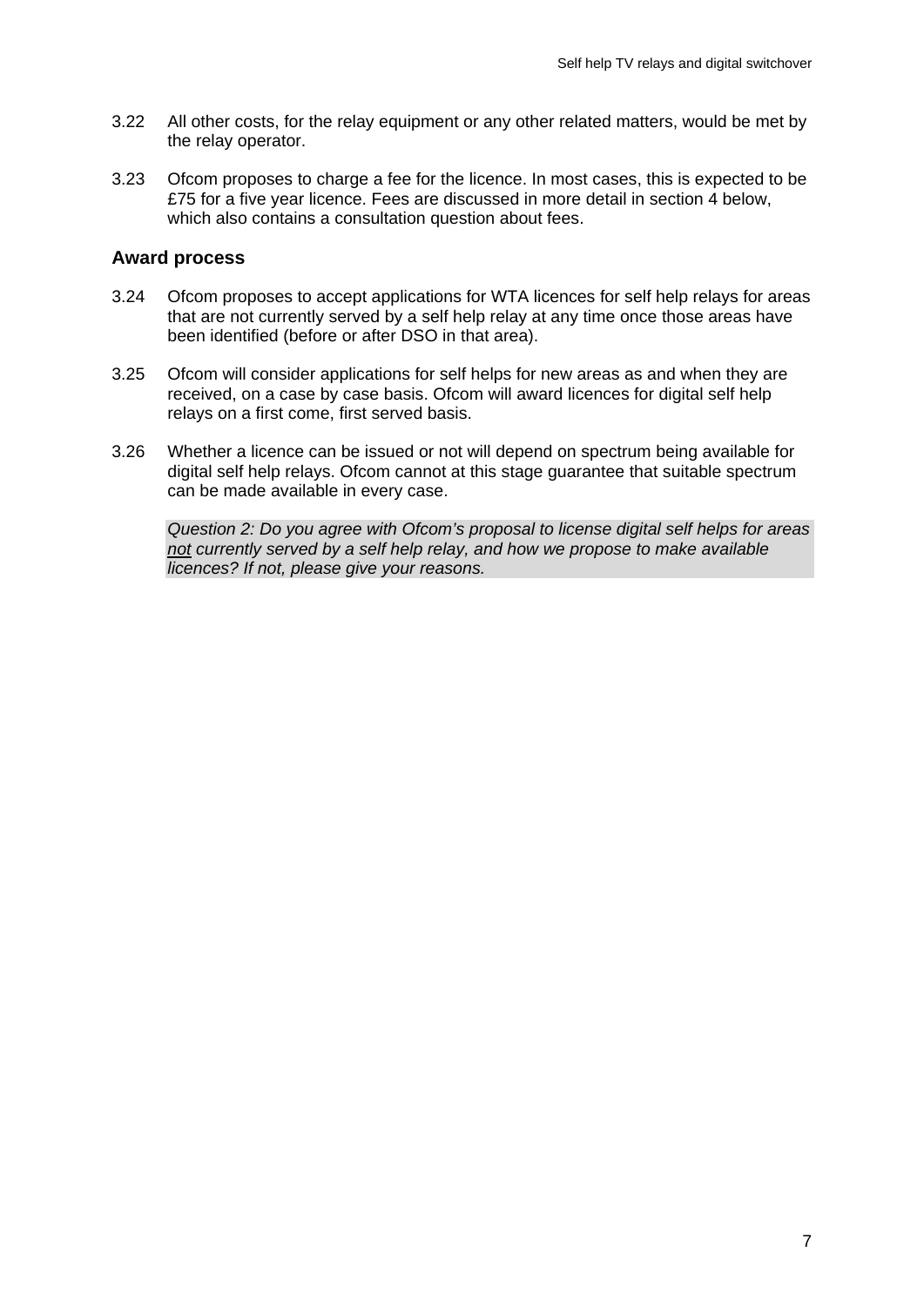3.22 All other costs, for the relay equipment or any other related matters, would be met by the relay operator.

3.23 Ofcom proposes to charge a fee for the licence. In most cases, this is expected to be £75 for a five year licence. Fees are discussed in more detail in section 4 below, which also contains a consultation question about fees.

### Award process

3.24 Ofcom proposes to accept applications for WTA licences for self help relays for areas that are not currently served by a self help relay at any time once those areas have been identified (before or after DSO in that area).

3.25 Ofcom will consider applications for self helps for new areas as and when they are received, on a case by case basis. Ofcom will award licences for digital self help relays on a first come, first served basis.

3.26 Whether a licence can be issued or not will depend on spectrum being available for digital self help relays. Ofcom cannot at this stage guarantee that suitable spectrum can be made available in every case.

*Question 2: Do you agree with Ofcom's proposal to license digital self helps for areas <u>not</u> currently served by a self help relay, and how we propose to make available licences? If not, please give your reasons.*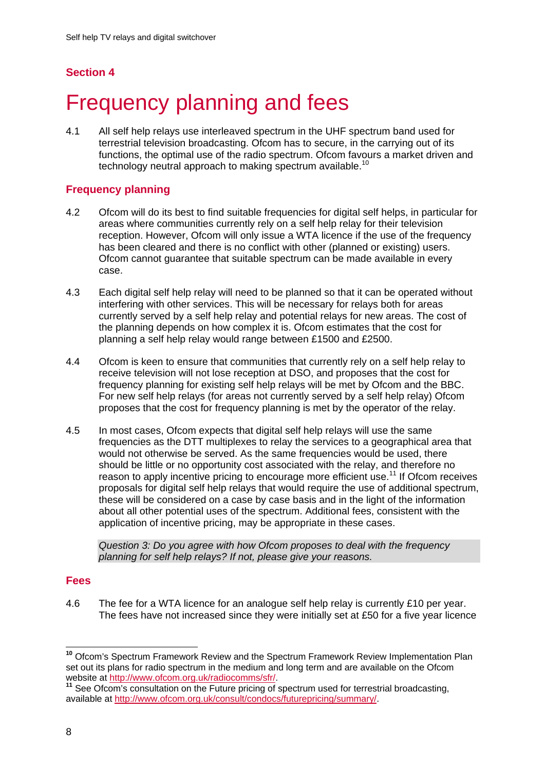## Section 4

# Frequency planning and fees

4.1 All self help relays use interleaved spectrum in the UHF spectrum band used for terrestrial television broadcasting. Ofcom has to secure, in the carrying out of its functions, the optimal use of the radio spectrum. Ofcom favours a market driven and technology neutral approach to making spectrum available.[10]

### Frequency planning

4.2 Ofcom will do its best to find suitable frequencies for digital self helps, in particular for areas where communities currently rely on a self help relay for their television reception. However, Ofcom will only issue a WTA licence if the use of the frequency has been cleared and there is no conflict with other (planned or existing) users. Ofcom cannot guarantee that suitable spectrum can be made available in every case.

4.3 Each digital self help relay will need to be planned so that it can be operated without interfering with other services. This will be necessary for relays both for areas currently served by a self help relay and potential relays for new areas. The cost of the planning depends on how complex it is. Ofcom estimates that the cost for planning a self help relay would range between £1500 and £2500.

4.4 Ofcom is keen to ensure that communities that currently rely on a self help relay to receive television will not lose reception at DSO, and proposes that the cost for frequency planning for existing self help relays will be met by Ofcom and the BBC. For new self help relays (for areas not currently served by a self help relay) Ofcom proposes that the cost for frequency planning is met by the operator of the relay.

4.5 In most cases, Ofcom expects that digital self help relays will use the same frequencies as the DTT multiplexes to relay the services to a geographical area that would not otherwise be served. As the same frequencies would be used, there should be little or no opportunity cost associated with the relay, and therefore no reason to apply incentive pricing to encourage more efficient use.[11] If Ofcom receives proposals for digital self help relays that would require the use of additional spectrum, these will be considered on a case by case basis and in the light of the information about all other potential uses of the spectrum. Additional fees, consistent with the application of incentive pricing, may be appropriate in these cases.

*Question 3: Do you agree with how Ofcom proposes to deal with the frequency planning for self help relays? If not, please give your reasons.*

### Fees

4.6 The fee for a WTA licence for an analogue self help relay is currently £10 per year. The fees have not increased since they were initially set at £50 for a five year licence

---

[10] Ofcom's Spectrum Framework Review and the Spectrum Framework Review Implementation Plan set out its plans for radio spectrum in the medium and long term and are available on the Ofcom website at http://www.ofcom.org.uk/radiocomms/sfr/.

[11] See Ofcom's consultation on the Future pricing of spectrum used for terrestrial broadcasting, available at http://www.ofcom.org.uk/consult/condocs/futurepricing/summary/.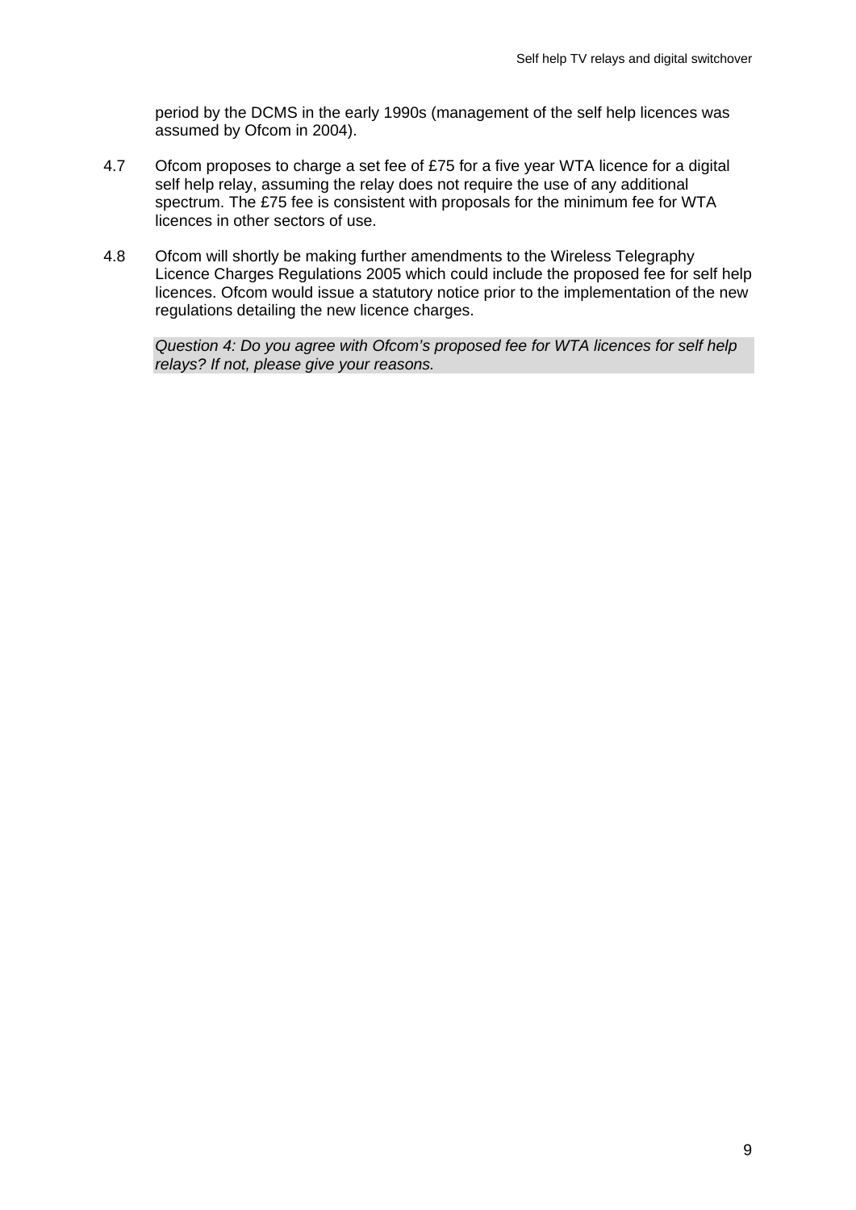period by the DCMS in the early 1990s (management of the self help licences was assumed by Ofcom in 2004).

4.7 Ofcom proposes to charge a set fee of £75 for a five year WTA licence for a digital self help relay, assuming the relay does not require the use of any additional spectrum. The £75 fee is consistent with proposals for the minimum fee for WTA licences in other sectors of use.

4.8 Ofcom will shortly be making further amendments to the Wireless Telegraphy Licence Charges Regulations 2005 which could include the proposed fee for self help licences. Ofcom would issue a statutory notice prior to the implementation of the new regulations detailing the new licence charges.

*Question 4: Do you agree with Ofcom's proposed fee for WTA licences for self help relays? If not, please give your reasons.*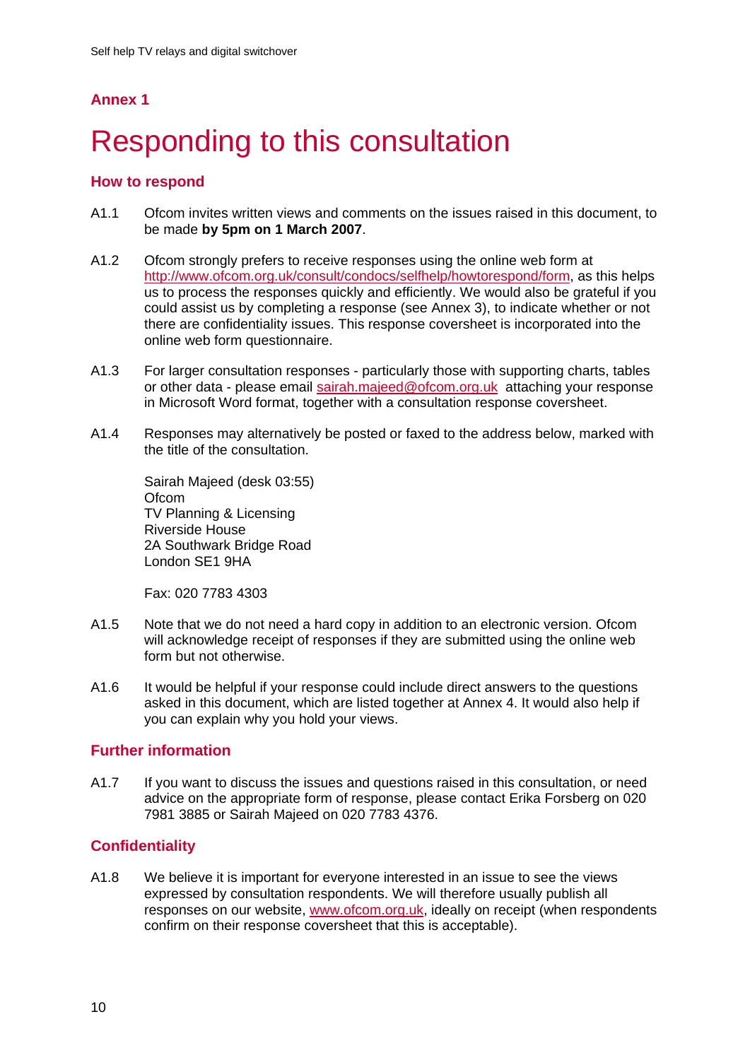## Annex 1

# Responding to this consultation

### How to respond

A1.1 Ofcom invites written views and comments on the issues raised in this document, to be made **by 5pm on 1 March 2007**.

A1.2 Ofcom strongly prefers to receive responses using the online web form at http://www.ofcom.org.uk/consult/condocs/selfhelp/howtorespond/form, as this helps us to process the responses quickly and efficiently. We would also be grateful if you could assist us by completing a response (see Annex 3), to indicate whether or not there are confidentiality issues. This response coversheet is incorporated into the online web form questionnaire.

A1.3 For larger consultation responses - particularly those with supporting charts, tables or other data - please email sairah.majeed@ofcom.org.uk attaching your response in Microsoft Word format, together with a consultation response coversheet.

A1.4 Responses may alternatively be posted or faxed to the address below, marked with the title of the consultation.

Sairah Majeed (desk 03:55)
Ofcom
TV Planning & Licensing
Riverside House
2A Southwark Bridge Road
London SE1 9HA

Fax: 020 7783 4303

A1.5 Note that we do not need a hard copy in addition to an electronic version. Ofcom will acknowledge receipt of responses if they are submitted using the online web form but not otherwise.

A1.6 It would be helpful if your response could include direct answers to the questions asked in this document, which are listed together at Annex 4. It would also help if you can explain why you hold your views.

### Further information

A1.7 If you want to discuss the issues and questions raised in this consultation, or need advice on the appropriate form of response, please contact Erika Forsberg on 020 7981 3885 or Sairah Majeed on 020 7783 4376.

### Confidentiality

A1.8 We believe it is important for everyone interested in an issue to see the views expressed by consultation respondents. We will therefore usually publish all responses on our website, www.ofcom.org.uk, ideally on receipt (when respondents confirm on their response coversheet that this is acceptable).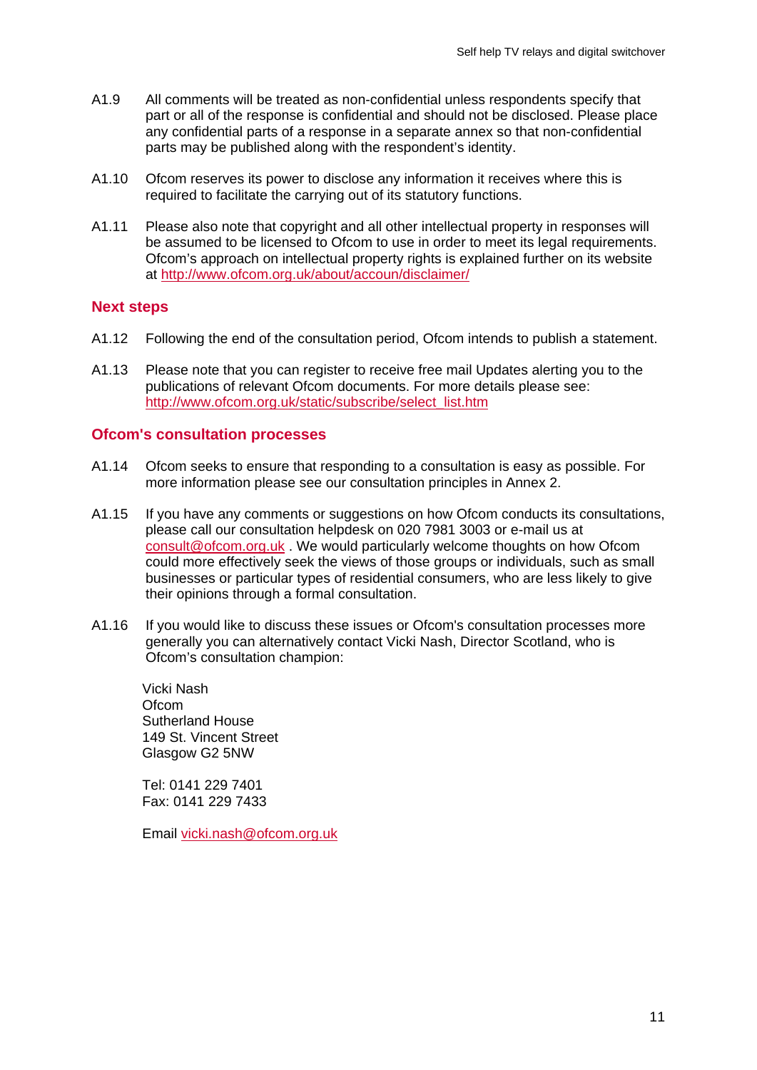A1.9 All comments will be treated as non-confidential unless respondents specify that part or all of the response is confidential and should not be disclosed. Please place any confidential parts of a response in a separate annex so that non-confidential parts may be published along with the respondent's identity.

A1.10 Ofcom reserves its power to disclose any information it receives where this is required to facilitate the carrying out of its statutory functions.

A1.11 Please also note that copyright and all other intellectual property in responses will be assumed to be licensed to Ofcom to use in order to meet its legal requirements. Ofcom's approach on intellectual property rights is explained further on its website at http://www.ofcom.org.uk/about/accoun/disclaimer/

## Next steps

A1.12 Following the end of the consultation period, Ofcom intends to publish a statement.

A1.13 Please note that you can register to receive free mail Updates alerting you to the publications of relevant Ofcom documents. For more details please see: http://www.ofcom.org.uk/static/subscribe/select_list.htm

## Ofcom's consultation processes

A1.14 Ofcom seeks to ensure that responding to a consultation is easy as possible. For more information please see our consultation principles in Annex 2.

A1.15 If you have any comments or suggestions on how Ofcom conducts its consultations, please call our consultation helpdesk on 020 7981 3003 or e-mail us at consult@ofcom.org.uk . We would particularly welcome thoughts on how Ofcom could more effectively seek the views of those groups or individuals, such as small businesses or particular types of residential consumers, who are less likely to give their opinions through a formal consultation.

A1.16 If you would like to discuss these issues or Ofcom's consultation processes more generally you can alternatively contact Vicki Nash, Director Scotland, who is Ofcom's consultation champion:

Vicki Nash
Ofcom
Sutherland House
149 St. Vincent Street
Glasgow G2 5NW

Tel: 0141 229 7401
Fax: 0141 229 7433

Email vicki.nash@ofcom.org.uk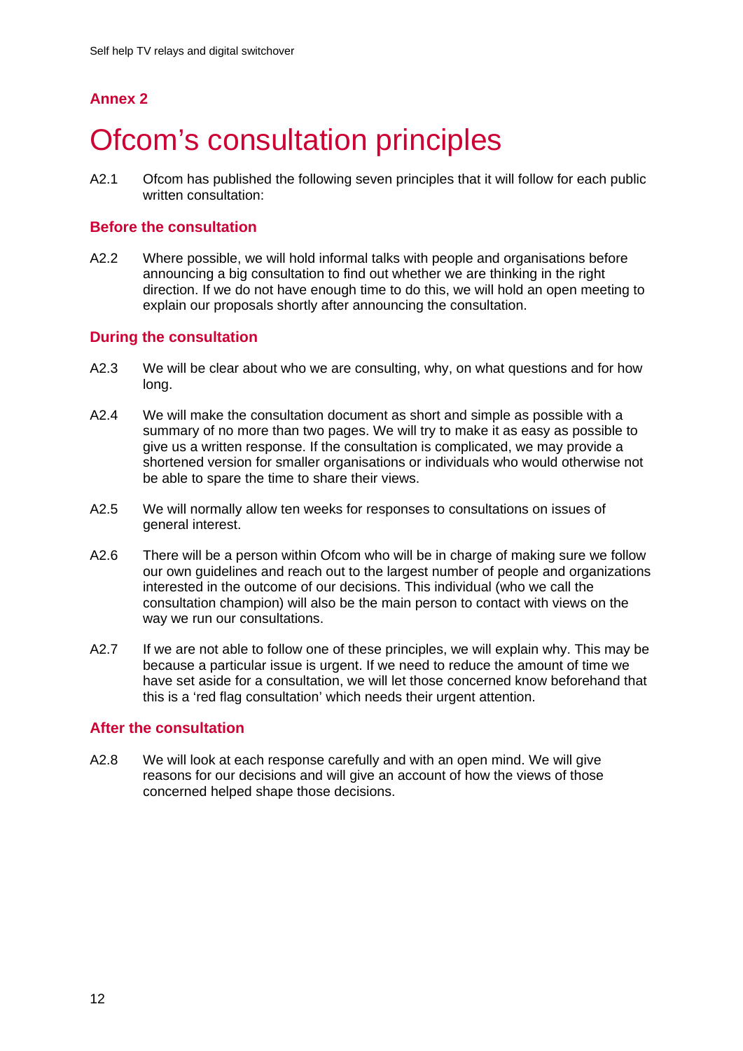## Annex 2

# Ofcom's consultation principles

A2.1 Ofcom has published the following seven principles that it will follow for each public written consultation:

### Before the consultation

A2.2 Where possible, we will hold informal talks with people and organisations before announcing a big consultation to find out whether we are thinking in the right direction. If we do not have enough time to do this, we will hold an open meeting to explain our proposals shortly after announcing the consultation.

### During the consultation

A2.3 We will be clear about who we are consulting, why, on what questions and for how long.

A2.4 We will make the consultation document as short and simple as possible with a summary of no more than two pages. We will try to make it as easy as possible to give us a written response. If the consultation is complicated, we may provide a shortened version for smaller organisations or individuals who would otherwise not be able to spare the time to share their views.

A2.5 We will normally allow ten weeks for responses to consultations on issues of general interest.

A2.6 There will be a person within Ofcom who will be in charge of making sure we follow our own guidelines and reach out to the largest number of people and organizations interested in the outcome of our decisions. This individual (who we call the consultation champion) will also be the main person to contact with views on the way we run our consultations.

A2.7 If we are not able to follow one of these principles, we will explain why. This may be because a particular issue is urgent. If we need to reduce the amount of time we have set aside for a consultation, we will let those concerned know beforehand that this is a 'red flag consultation' which needs their urgent attention.

### After the consultation

A2.8 We will look at each response carefully and with an open mind. We will give reasons for our decisions and will give an account of how the views of those concerned helped shape those decisions.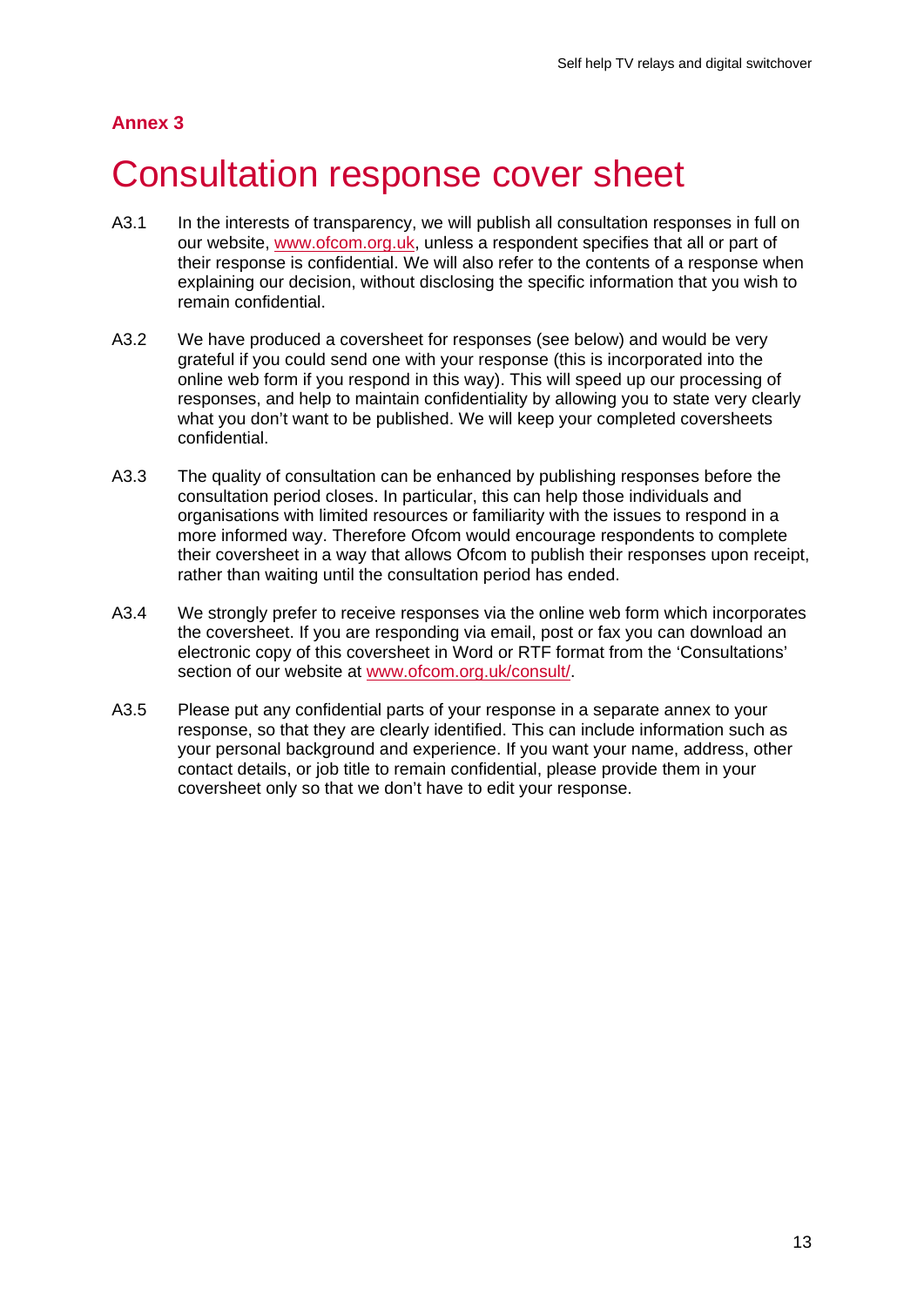**Annex 3**

# Consultation response cover sheet

A3.1 In the interests of transparency, we will publish all consultation responses in full on our website, www.ofcom.org.uk, unless a respondent specifies that all or part of their response is confidential. We will also refer to the contents of a response when explaining our decision, without disclosing the specific information that you wish to remain confidential.

A3.2 We have produced a coversheet for responses (see below) and would be very grateful if you could send one with your response (this is incorporated into the online web form if you respond in this way). This will speed up our processing of responses, and help to maintain confidentiality by allowing you to state very clearly what you don't want to be published. We will keep your completed coversheets confidential.

A3.3 The quality of consultation can be enhanced by publishing responses before the consultation period closes. In particular, this can help those individuals and organisations with limited resources or familiarity with the issues to respond in a more informed way. Therefore Ofcom would encourage respondents to complete their coversheet in a way that allows Ofcom to publish their responses upon receipt, rather than waiting until the consultation period has ended.

A3.4 We strongly prefer to receive responses via the online web form which incorporates the coversheet. If you are responding via email, post or fax you can download an electronic copy of this coversheet in Word or RTF format from the 'Consultations' section of our website at www.ofcom.org.uk/consult/.

A3.5 Please put any confidential parts of your response in a separate annex to your response, so that they are clearly identified. This can include information such as your personal background and experience. If you want your name, address, other contact details, or job title to remain confidential, please provide them in your coversheet only so that we don't have to edit your response.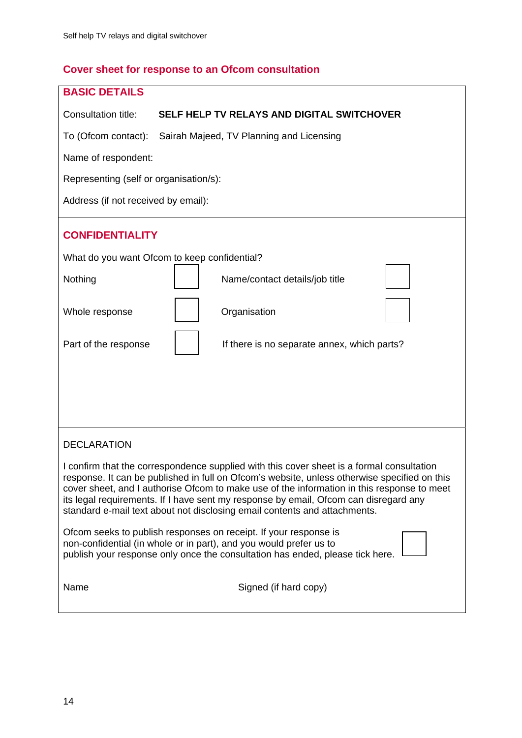## Cover sheet for response to an Ofcom consultation

### BASIC DETAILS

Consultation title: **SELF HELP TV RELAYS AND DIGITAL SWITCHOVER**

To (Ofcom contact): Sairah Majeed, TV Planning and Licensing

Name of respondent:

Representing (self or organisation/s):

Address (if not received by email):

### CONFIDENTIALITY

What do you want Ofcom to keep confidential?

| | | | |
|---|---|---|---|
| Nothing | ☐ | Name/contact details/job title | ☐ |
| Whole response | ☐ | Organisation | ☐ |
| Part of the response | ☐ | If there is no separate annex, which parts? | |

DECLARATION

I confirm that the correspondence supplied with this cover sheet is a formal consultation response. It can be published in full on Ofcom's website, unless otherwise specified on this cover sheet, and I authorise Ofcom to make use of the information in this response to meet its legal requirements. If I have sent my response by email, Ofcom can disregard any standard e-mail text about not disclosing email contents and attachments.

Ofcom seeks to publish responses on receipt. If your response is non-confidential (in whole or in part), and you would prefer us to publish your response only once the consultation has ended, please tick here. ☐

Name Signed (if hard copy)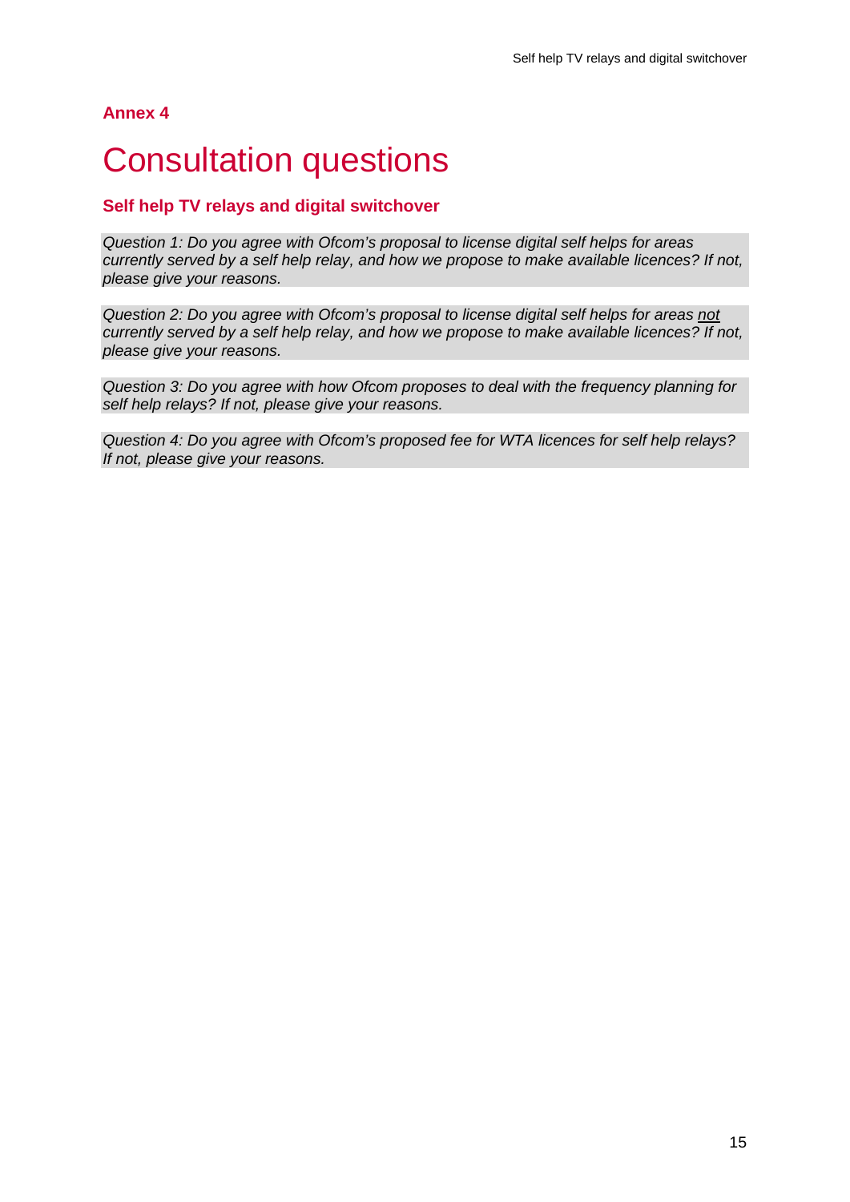**Annex 4**

# Consultation questions

### Self help TV relays and digital switchover

*Question 1: Do you agree with Ofcom's proposal to license digital self helps for areas currently served by a self help relay, and how we propose to make available licences? If not, please give your reasons.*

*Question 2: Do you agree with Ofcom's proposal to license digital self helps for areas <u>not</u> currently served by a self help relay, and how we propose to make available licences? If not, please give your reasons.*

*Question 3: Do you agree with how Ofcom proposes to deal with the frequency planning for self help relays? If not, please give your reasons.*

*Question 4: Do you agree with Ofcom's proposed fee for WTA licences for self help relays? If not, please give your reasons.*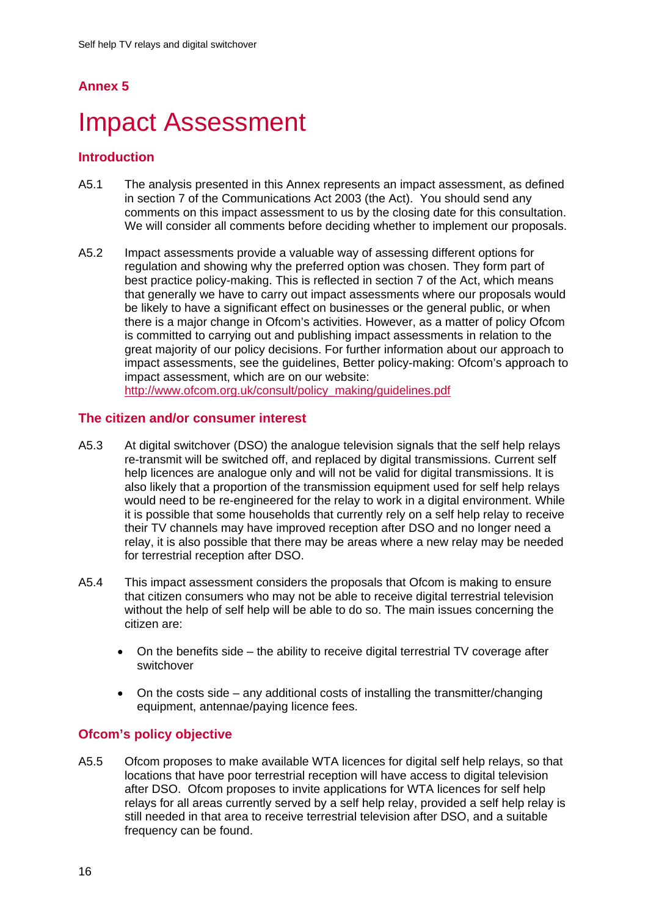## Annex 5

# Impact Assessment

### Introduction

A5.1 The analysis presented in this Annex represents an impact assessment, as defined in section 7 of the Communications Act 2003 (the Act). You should send any comments on this impact assessment to us by the closing date for this consultation. We will consider all comments before deciding whether to implement our proposals.

A5.2 Impact assessments provide a valuable way of assessing different options for regulation and showing why the preferred option was chosen. They form part of best practice policy-making. This is reflected in section 7 of the Act, which means that generally we have to carry out impact assessments where our proposals would be likely to have a significant effect on businesses or the general public, or when there is a major change in Ofcom's activities. However, as a matter of policy Ofcom is committed to carrying out and publishing impact assessments in relation to the great majority of our policy decisions. For further information about our approach to impact assessments, see the guidelines, Better policy-making: Ofcom's approach to impact assessment, which are on our website: http://www.ofcom.org.uk/consult/policy_making/guidelines.pdf

### The citizen and/or consumer interest

A5.3 At digital switchover (DSO) the analogue television signals that the self help relays re-transmit will be switched off, and replaced by digital transmissions. Current self help licences are analogue only and will not be valid for digital transmissions. It is also likely that a proportion of the transmission equipment used for self help relays would need to be re-engineered for the relay to work in a digital environment. While it is possible that some households that currently rely on a self help relay to receive their TV channels may have improved reception after DSO and no longer need a relay, it is also possible that there may be areas where a new relay may be needed for terrestrial reception after DSO.

A5.4 This impact assessment considers the proposals that Ofcom is making to ensure that citizen consumers who may not be able to receive digital terrestrial television without the help of self help will be able to do so. The main issues concerning the citizen are:

- On the benefits side – the ability to receive digital terrestrial TV coverage after switchover
- On the costs side – any additional costs of installing the transmitter/changing equipment, antennae/paying licence fees.

### Ofcom's policy objective

A5.5 Ofcom proposes to make available WTA licences for digital self help relays, so that locations that have poor terrestrial reception will have access to digital television after DSO. Ofcom proposes to invite applications for WTA licences for self help relays for all areas currently served by a self help relay, provided a self help relay is still needed in that area to receive terrestrial television after DSO, and a suitable frequency can be found.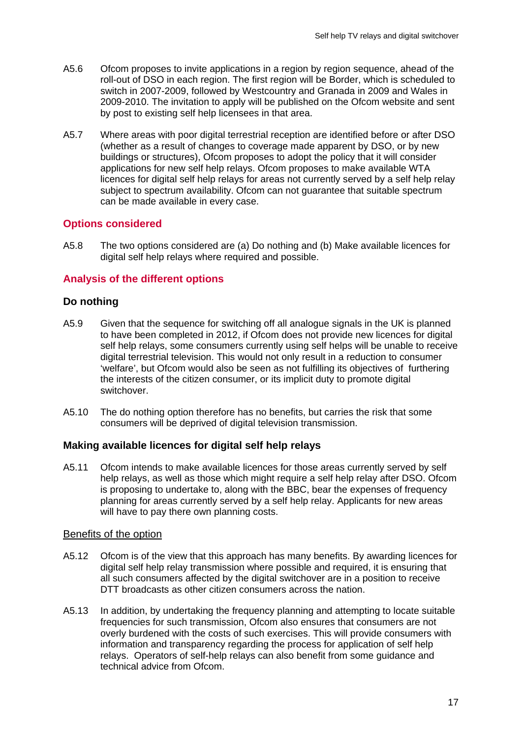A5.6 Ofcom proposes to invite applications in a region by region sequence, ahead of the roll-out of DSO in each region. The first region will be Border, which is scheduled to switch in 2007-2009, followed by Westcountry and Granada in 2009 and Wales in 2009-2010. The invitation to apply will be published on the Ofcom website and sent by post to existing self help licensees in that area.

A5.7 Where areas with poor digital terrestrial reception are identified before or after DSO (whether as a result of changes to coverage made apparent by DSO, or by new buildings or structures), Ofcom proposes to adopt the policy that it will consider applications for new self help relays. Ofcom proposes to make available WTA licences for digital self help relays for areas not currently served by a self help relay subject to spectrum availability. Ofcom can not guarantee that suitable spectrum can be made available in every case.

## Options considered

A5.8 The two options considered are (a) Do nothing and (b) Make available licences for digital self help relays where required and possible.

## Analysis of the different options

### Do nothing

A5.9 Given that the sequence for switching off all analogue signals in the UK is planned to have been completed in 2012, if Ofcom does not provide new licences for digital self help relays, some consumers currently using self helps will be unable to receive digital terrestrial television. This would not only result in a reduction to consumer 'welfare', but Ofcom would also be seen as not fulfilling its objectives of furthering the interests of the citizen consumer, or its implicit duty to promote digital switchover.

A5.10 The do nothing option therefore has no benefits, but carries the risk that some consumers will be deprived of digital television transmission.

### Making available licences for digital self help relays

A5.11 Ofcom intends to make available licences for those areas currently served by self help relays, as well as those which might require a self help relay after DSO. Ofcom is proposing to undertake to, along with the BBC, bear the expenses of frequency planning for areas currently served by a self help relay. Applicants for new areas will have to pay there own planning costs.

#### Benefits of the option

A5.12 Ofcom is of the view that this approach has many benefits. By awarding licences for digital self help relay transmission where possible and required, it is ensuring that all such consumers affected by the digital switchover are in a position to receive DTT broadcasts as other citizen consumers across the nation.

A5.13 In addition, by undertaking the frequency planning and attempting to locate suitable frequencies for such transmission, Ofcom also ensures that consumers are not overly burdened with the costs of such exercises. This will provide consumers with information and transparency regarding the process for application of self help relays. Operators of self-help relays can also benefit from some guidance and technical advice from Ofcom.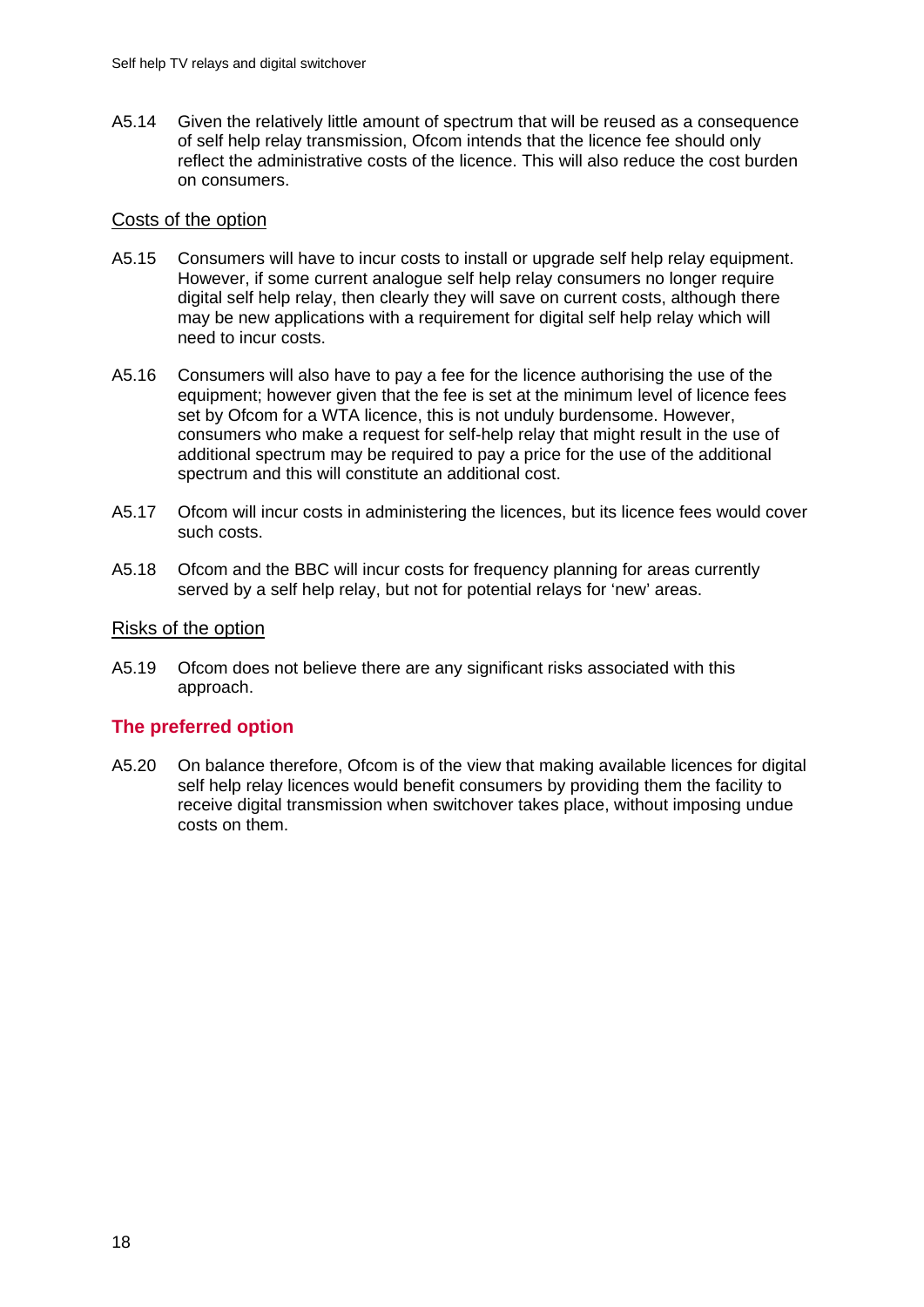A5.14 Given the relatively little amount of spectrum that will be reused as a consequence of self help relay transmission, Ofcom intends that the licence fee should only reflect the administrative costs of the licence. This will also reduce the cost burden on consumers.

### Costs of the option

A5.15 Consumers will have to incur costs to install or upgrade self help relay equipment. However, if some current analogue self help relay consumers no longer require digital self help relay, then clearly they will save on current costs, although there may be new applications with a requirement for digital self help relay which will need to incur costs.

A5.16 Consumers will also have to pay a fee for the licence authorising the use of the equipment; however given that the fee is set at the minimum level of licence fees set by Ofcom for a WTA licence, this is not unduly burdensome. However, consumers who make a request for self-help relay that might result in the use of additional spectrum may be required to pay a price for the use of the additional spectrum and this will constitute an additional cost.

A5.17 Ofcom will incur costs in administering the licences, but its licence fees would cover such costs.

A5.18 Ofcom and the BBC will incur costs for frequency planning for areas currently served by a self help relay, but not for potential relays for 'new' areas.

### Risks of the option

A5.19 Ofcom does not believe there are any significant risks associated with this approach.

## The preferred option

A5.20 On balance therefore, Ofcom is of the view that making available licences for digital self help relay licences would benefit consumers by providing them the facility to receive digital transmission when switchover takes place, without imposing undue costs on them.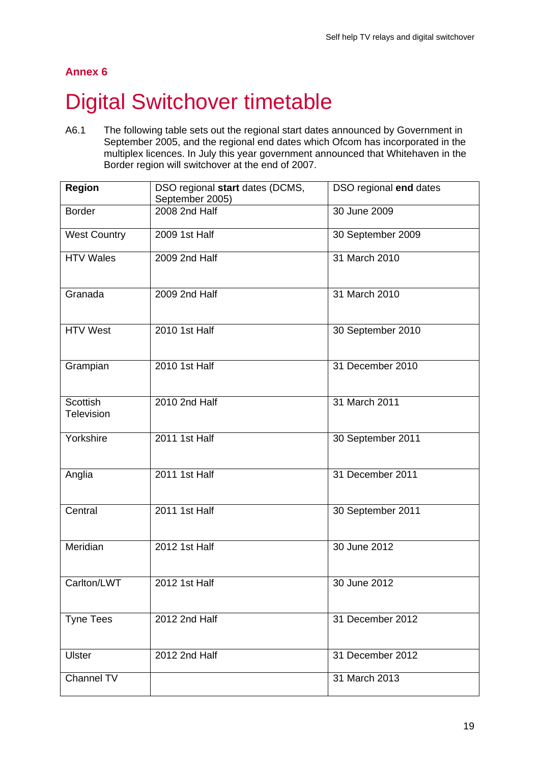## Annex 6

# Digital Switchover timetable

A6.1 The following table sets out the regional start dates announced by Government in September 2005, and the regional end dates which Ofcom has incorporated in the multiplex licences. In July this year government announced that Whitehaven in the Border region will switchover at the end of 2007.

| **Region** | DSO regional **start** dates (DCMS, September 2005) | DSO regional **end** dates |
|---|---|---|
| Border | 2008 2nd Half | 30 June 2009 |
| West Country | 2009 1st Half | 30 September 2009 |
| HTV Wales | 2009 2nd Half | 31 March 2010 |
| Granada | 2009 2nd Half | 31 March 2010 |
| HTV West | 2010 1st Half | 30 September 2010 |
| Grampian | 2010 1st Half | 31 December 2010 |
| Scottish Television | 2010 2nd Half | 31 March 2011 |
| Yorkshire | 2011 1st Half | 30 September 2011 |
| Anglia | 2011 1st Half | 31 December 2011 |
| Central | 2011 1st Half | 30 September 2011 |
| Meridian | 2012 1st Half | 30 June 2012 |
| Carlton/LWT | 2012 1st Half | 30 June 2012 |
| Tyne Tees | 2012 2nd Half | 31 December 2012 |
| Ulster | 2012 2nd Half | 31 December 2012 |
| Channel TV | | 31 March 2013 |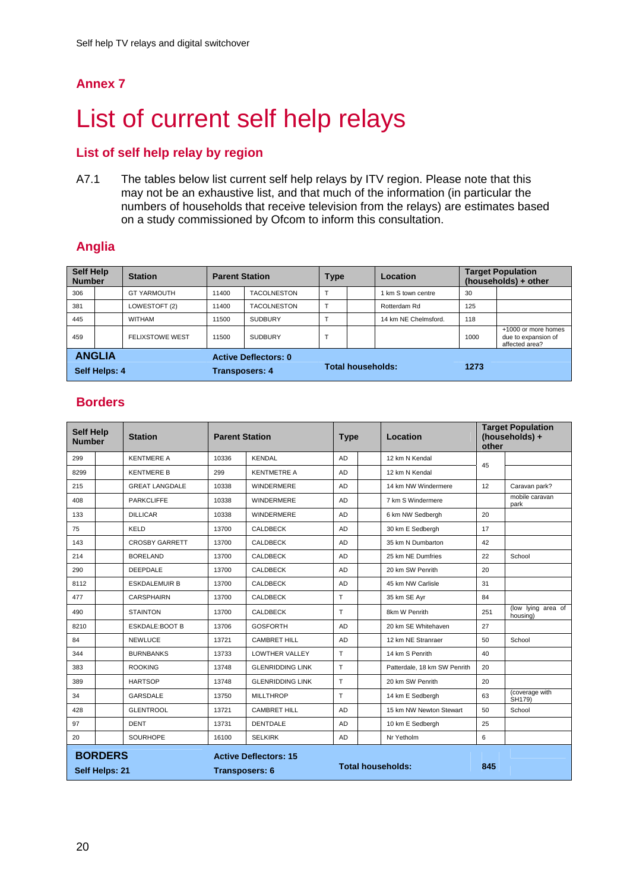## Annex 7

# List of current self help relays

### List of self help relay by region

A7.1 The tables below list current self help relays by ITV region. Please note that this may not be an exhaustive list, and that much of the information (in particular the numbers of households that receive television from the relays) are estimates based on a study commissioned by Ofcom to inform this consultation.

### Anglia

| Self Help Number | | Station | Parent Station | | Type | | Location | Target Population (households) + other | |
|---|---|---|---|---|---|---|---|---|---|
| 306 | | GT YARMOUTH | 11400 | TACOLNESTON | T | | 1 km S town centre | 30 | |
| 381 | | LOWESTOFT (2) | 11400 | TACOLNESTON | T | | Rotterdam Rd | 125 | |
| 445 | | WITHAM | 11500 | SUDBURY | T | | 14 km NE Chelmsford. | 118 | |
| 459 | | FELIXSTOWE WEST | 11500 | SUDBURY | T | | | 1000 | +1000 or more homes due to expansion of affected area? |
| **ANGLIA** | | | **Active Deflectors: 0** | | **Total households:** | | | **1273** | |
| **Self Helps: 4** | | | **Transposers: 4** | | | | | | |

### Borders

| Self Help Number | | Station | Parent Station | | Type | | Location | Target Population (households) + other | |
|---|---|---|---|---|---|---|---|---|---|
| 299 | | KENTMERE A | 10336 | KENDAL | AD | | 12 km N Kendal | 45 | |
| 8299 | | KENTMERE B | 299 | KENTMETRE A | AD | | 12 km N Kendal | | |
| 215 | | GREAT LANGDALE | 10338 | WINDERMERE | AD | | 14 km NW Windermere | 12 | Caravan park? |
| 408 | | PARKCLIFFE | 10338 | WINDERMERE | AD | | 7 km S Windermere | | mobile caravan park |
| 133 | | DILLICAR | 10338 | WINDERMERE | AD | | 6 km NW Sedbergh | 20 | |
| 75 | | KELD | 13700 | CALDBECK | AD | | 30 km E Sedbergh | 17 | |
| 143 | | CROSBY GARRETT | 13700 | CALDBECK | AD | | 35 km N Dumbarton | 42 | |
| 214 | | BORELAND | 13700 | CALDBECK | AD | | 25 km NE Dumfries | 22 | School |
| 290 | | DEEPDALE | 13700 | CALDBECK | AD | | 20 km SW Penrith | 20 | |
| 8112 | | ESKDALEMUIR B | 13700 | CALDBECK | AD | | 45 km NW Carlisle | 31 | |
| 477 | | CARSPHAIRN | 13700 | CALDBECK | T | | 35 km SE Ayr | 84 | |
| 490 | | STAINTON | 13700 | CALDBECK | T | | 8km W Penrith | 251 | (low lying area of housing) |
| 8210 | | ESKDALE:BOOT B | 13706 | GOSFORTH | AD | | 20 km SE Whitehaven | 27 | |
| 84 | | NEWLUCE | 13721 | CAMBRET HILL | AD | | 12 km NE Stranraer | 50 | School |
| 344 | | BURNBANKS | 13733 | LOWTHER VALLEY | T | | 14 km S Penrith | 40 | |
| 383 | | ROOKING | 13748 | GLENRIDDING LINK | T | | Patterdale, 18 km SW Penrith | 20 | |
| 389 | | HARTSOP | 13748 | GLENRIDDING LINK | T | | 20 km SW Penrith | 20 | |
| 34 | | GARSDALE | 13750 | MILLTHROP | T | | 14 km E Sedbergh | 63 | (coverage with SH179) |
| 428 | | GLENTROOL | 13721 | CAMBRET HILL | AD | | 15 km NW Newton Stewart | 50 | School |
| 97 | | DENT | 13731 | DENTDALE | AD | | 10 km E Sedbergh | 25 | |
| 20 | | SOURHOPE | 16100 | SELKIRK | AD | | Nr Yetholm | 6 | |
| **BORDERS** | | | **Active Deflectors: 15** | | **Total households:** | | | **845** | |
| **Self Helps: 21** | | | **Transposers: 6** | | | | | | |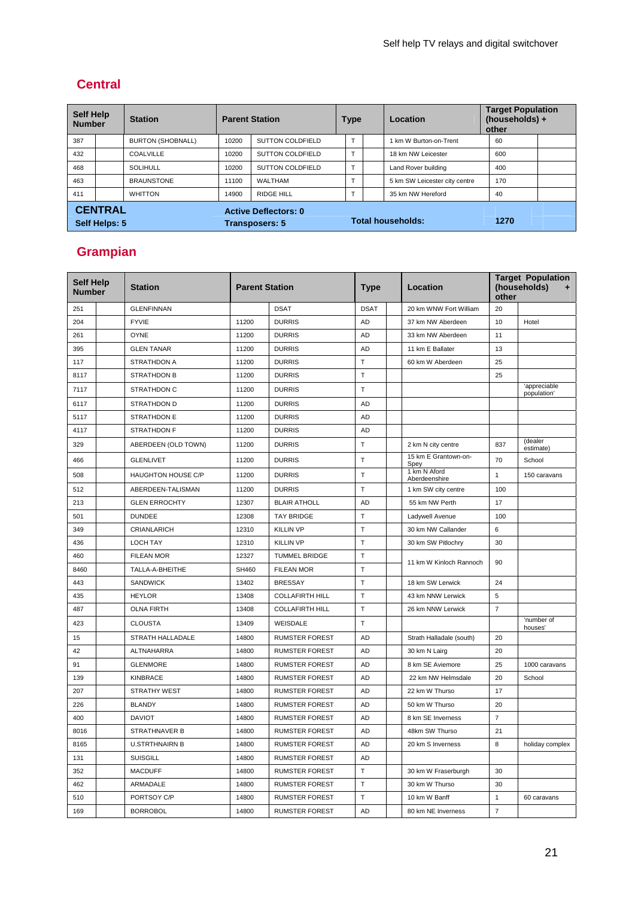## Central

| Self Help Number | | Station | Parent Station | | Type | | Location | Target Population (households) + other | |
|---|---|---|---|---|---|---|---|---|---|
| 387 | | BURTON (SHOBNALL) | 10200 | SUTTON COLDFIELD | T | | 1 km W Burton-on-Trent | 60 | |
| 432 | | COALVILLE | 10200 | SUTTON COLDFIELD | T | | 18 km NW Leicester | 600 | |
| 468 | | SOLIHULL | 10200 | SUTTON COLDFIELD | T | | Land Rover building | 400 | |
| 463 | | BRAUNSTONE | 11100 | WALTHAM | T | | 5 km SW Leicester city centre | 170 | |
| 411 | | WHITTON | 14900 | RIDGE HILL | T | | 35 km NW Hereford | 40 | |
| **CENTRAL** Self Helps: 5 | | | **Active Deflectors: 0** Transposers: 5 | | | | **Total households:** | **1270** | |

## Grampian

| Self Help Number | | Station | Parent Station | | Type | | Location | Target Population (households) + other | |
|---|---|---|---|---|---|---|---|---|---|
| 251 | | GLENFINNAN | | DSAT | DSAT | | 20 km WNW Fort William | 20 | |
| 204 | | FYVIE | 11200 | DURRIS | AD | | 37 km NW Aberdeen | 10 | Hotel |
| 261 | | OYNE | 11200 | DURRIS | AD | | 33 km NW Aberdeen | 11 | |
| 395 | | GLEN TANAR | 11200 | DURRIS | AD | | 11 km E Ballater | 13 | |
| 117 | | STRATHDON A | 11200 | DURRIS | T | | 60 km W Aberdeen | 25 | |
| 8117 | | STRATHDON B | 11200 | DURRIS | T | | | 25 | |
| 7117 | | STRATHDON C | 11200 | DURRIS | T | | | | 'appreciable population' |
| 6117 | | STRATHDON D | 11200 | DURRIS | AD | | | | |
| 5117 | | STRATHDON E | 11200 | DURRIS | AD | | | | |
| 4117 | | STRATHDON F | 11200 | DURRIS | AD | | | | |
| 329 | | ABERDEEN (OLD TOWN) | 11200 | DURRIS | T | | 2 km N city centre | 837 | (dealer estimate) |
| 466 | | GLENLIVET | 11200 | DURRIS | T | | 15 km E Grantown-on-Spey | 70 | School |
| 508 | | HAUGHTON HOUSE C/P | 11200 | DURRIS | T | | 1 km N Aford Aberdeenshire | 1 | 150 caravans |
| 512 | | ABERDEEN-TALISMAN | 11200 | DURRIS | T | | 1 km SW city centre | 100 | |
| 213 | | GLEN ERROCHTY | 12307 | BLAIR ATHOLL | AD | | 55 km NW Perth | 17 | |
| 501 | | DUNDEE | 12308 | TAY BRIDGE | T | | Ladywell Avenue | 100 | |
| 349 | | CRIANLARICH | 12310 | KILLIN VP | T | | 30 km NW Callander | 6 | |
| 436 | | LOCH TAY | 12310 | KILLIN VP | T | | 30 km SW Pitlochry | 30 | |
| 460 | | FILEAN MOR | 12327 | TUMMEL BRIDGE | T | | 11 km W Kinloch Rannoch | 90 | |
| 8460 | | TALLA-A-BHEITHE | SH460 | FILEAN MOR | T | | | | |
| 443 | | SANDWICK | 13402 | BRESSAY | T | | 18 km SW Lerwick | 24 | |
| 435 | | HEYLOR | 13408 | COLLAFIRTH HILL | T | | 43 km NNW Lerwick | 5 | |
| 487 | | OLNA FIRTH | 13408 | COLLAFIRTH HILL | T | | 26 km NNW Lerwick | 7 | |
| 423 | | CLOUSTA | 13409 | WEISDALE | T | | | | 'number of houses' |
| 15 | | STRATH HALLADALE | 14800 | RUMSTER FOREST | AD | | Strath Halladale (south) | 20 | |
| 42 | | ALTNAHARRA | 14800 | RUMSTER FOREST | AD | | 30 km N Lairg | 20 | |
| 91 | | GLENMORE | 14800 | RUMSTER FOREST | AD | | 8 km SE Aviemore | 25 | 1000 caravans |
| 139 | | KINBRACE | 14800 | RUMSTER FOREST | AD | | 22 km NW Helmsdale | 20 | School |
| 207 | | STRATHY WEST | 14800 | RUMSTER FOREST | AD | | 22 km W Thurso | 17 | |
| 226 | | BLANDY | 14800 | RUMSTER FOREST | AD | | 50 km W Thurso | 20 | |
| 400 | | DAVIOT | 14800 | RUMSTER FOREST | AD | | 8 km SE Inverness | 7 | |
| 8016 | | STRATHNAVER B | 14800 | RUMSTER FOREST | AD | | 48km SW Thurso | 21 | |
| 8165 | | U.STRTHNAIRN B | 14800 | RUMSTER FOREST | AD | | 20 km S Inverness | 8 | holiday complex |
| 131 | | SUISGILL | 14800 | RUMSTER FOREST | AD | | | | |
| 352 | | MACDUFF | 14800 | RUMSTER FOREST | T | | 30 km W Fraserburgh | 30 | |
| 462 | | ARMADALE | 14800 | RUMSTER FOREST | T | | 30 km W Thurso | 30 | |
| 510 | | PORTSOY C/P | 14800 | RUMSTER FOREST | T | | 10 km W Banff | 1 | 60 caravans |
| 169 | | BORROBOL | 14800 | RUMSTER FOREST | AD | | 80 km NE Inverness | 7 | |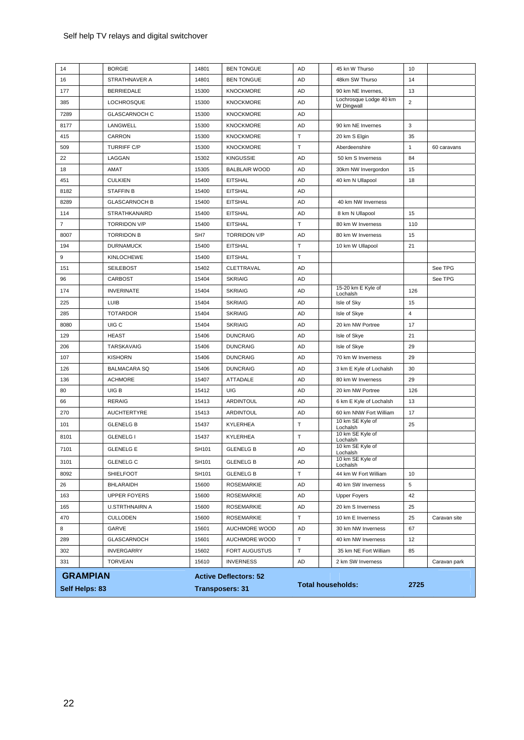| | | | | | | | | | |
|---|---|---|---|---|---|---|---|---|---|
| 14 | | BORGIE | 14801 | BEN TONGUE | AD | | 45 kn W Thurso | 10 | |
| 16 | | STRATHNAVER A | 14801 | BEN TONGUE | AD | | 48km SW Thurso | 14 | |
| 177 | | BERRIEDALE | 15300 | KNOCKMORE | AD | | 90 km NE Invernes, | 13 | |
| 385 | | LOCHROSQUE | 15300 | KNOCKMORE | AD | | Lochrosque Lodge 40 km W Dingwall | 2 | |
| 7289 | | GLASCARNOCH C | 15300 | KNOCKMORE | AD | | | | |
| 8177 | | LANGWELL | 15300 | KNOCKMORE | AD | | 90 km NE Invernes | 3 | |
| 415 | | CARRON | 15300 | KNOCKMORE | T | | 20 km S Elgin | 35 | |
| 509 | | TURRIFF C/P | 15300 | KNOCKMORE | T | | Aberdeenshire | 1 | 60 caravans |
| 22 | | LAGGAN | 15302 | KINGUSSIE | AD | | 50 km S Inverness | 84 | |
| 18 | | AMAT | 15305 | BALBLAIR WOOD | AD | | 30km NW Invergordon | 15 | |
| 451 | | CULKIEN | 15400 | EITSHAL | AD | | 40 km N Ullapool | 18 | |
| 8182 | | STAFFIN B | 15400 | EITSHAL | AD | | | | |
| 8289 | | GLASCARNOCH B | 15400 | EITSHAL | AD | | 40 km NW Inverness | | |
| 114 | | STRATHKANAIRD | 15400 | EITSHAL | AD | | 8 km N Ullapool | 15 | |
| 7 | | TORRIDON V/P | 15400 | EITSHAL | T | | 80 km W Inverness | 110 | |
| 8007 | | TORRIDON B | SH7 | TORRIDON V/P | AD | | 80 km W Inverness | 15 | |
| 194 | | DURNAMUCK | 15400 | EITSHAL | T | | 10 km W Ullapool | 21 | |
| 9 | | KINLOCHEWE | 15400 | EITSHAL | T | | | | |
| 151 | | SEILEBOST | 15402 | CLETTRAVAL | AD | | | | See TPG |
| 96 | | CARBOST | 15404 | SKRIAIG | AD | | | | See TPG |
| 174 | | INVERINATE | 15404 | SKRIAIG | AD | | 15-20 km E Kyle of Lochalsh | 126 | |
| 225 | | LUIB | 15404 | SKRIAIG | AD | | Isle of Sky | 15 | |
| 285 | | TOTARDOR | 15404 | SKRIAIG | AD | | Isle of Skye | 4 | |
| 8080 | | UIG C | 15404 | SKRIAIG | AD | | 20 km NW Portree | 17 | |
| 129 | | HEAST | 15406 | DUNCRAIG | AD | | Isle of Skye | 21 | |
| 206 | | TARSKAVAIG | 15406 | DUNCRAIG | AD | | Isle of Skye | 29 | |
| 107 | | KISHORN | 15406 | DUNCRAIG | AD | | 70 km W Inverness | 29 | |
| 126 | | BALMACARA SQ | 15406 | DUNCRAIG | AD | | 3 km E Kyle of Lochalsh | 30 | |
| 136 | | ACHMORE | 15407 | ATTADALE | AD | | 80 km W Inverness | 29 | |
| 80 | | UIG B | 15412 | UIG | AD | | 20 km NW Portree | 126 | |
| 66 | | RERAIG | 15413 | ARDINTOUL | AD | | 6 km E Kyle of Lochalsh | 13 | |
| 270 | | AUCHTERTYRE | 15413 | ARDINTOUL | AD | | 60 km NNW Fort William | 17 | |
| 101 | | GLENELG B | 15437 | KYLERHEA | T | | 10 km SE Kyle of Lochalsh | 25 | |
| 8101 | | GLENELG I | 15437 | KYLERHEA | T | | 10 km SE Kyle of Lochalsh | | |
| 7101 | | GLENELG E | SH101 | GLENELG B | AD | | 10 km SE Kyle of Lochalsh | | |
| 3101 | | GLENELG C | SH101 | GLENELG B | AD | | 10 km SE Kyle of Lochalsh | | |
| 8092 | | SHIELFOOT | SH101 | GLENELG B | T | | 44 km W Fort William | 10 | |
| 26 | | BHLARAIDH | 15600 | ROSEMARKIE | AD | | 40 km SW Inverness | 5 | |
| 163 | | UPPER FOYERS | 15600 | ROSEMARKIE | AD | | Upper Foyers | 42 | |
| 165 | | U.STRTHNAIRN A | 15600 | ROSEMARKIE | AD | | 20 km S Inverness | 25 | |
| 470 | | CULLODEN | 15600 | ROSEMARKIE | T | | 10 km E Inverness | 25 | Caravan site |
| 8 | | GARVE | 15601 | AUCHMORE WOOD | AD | | 30 km NW Inverness | 67 | |
| 289 | | GLASCARNOCH | 15601 | AUCHMORE WOOD | T | | 40 km NW Inverness | 12 | |
| 302 | | INVERGARRY | 15602 | FORT AUGUSTUS | T | | 35 km NE Fort William | 85 | |
| 331 | | TORVEAN | 15610 | INVERNESS | AD | | 2 km SW Inverness | | Caravan park |
| **GRAMPIAN** | | | **Active Deflectors: 52** | | | | **Total households:** | **2725** | |
| **Self Helps: 83** | | | **Transposers: 31** | | | | | | |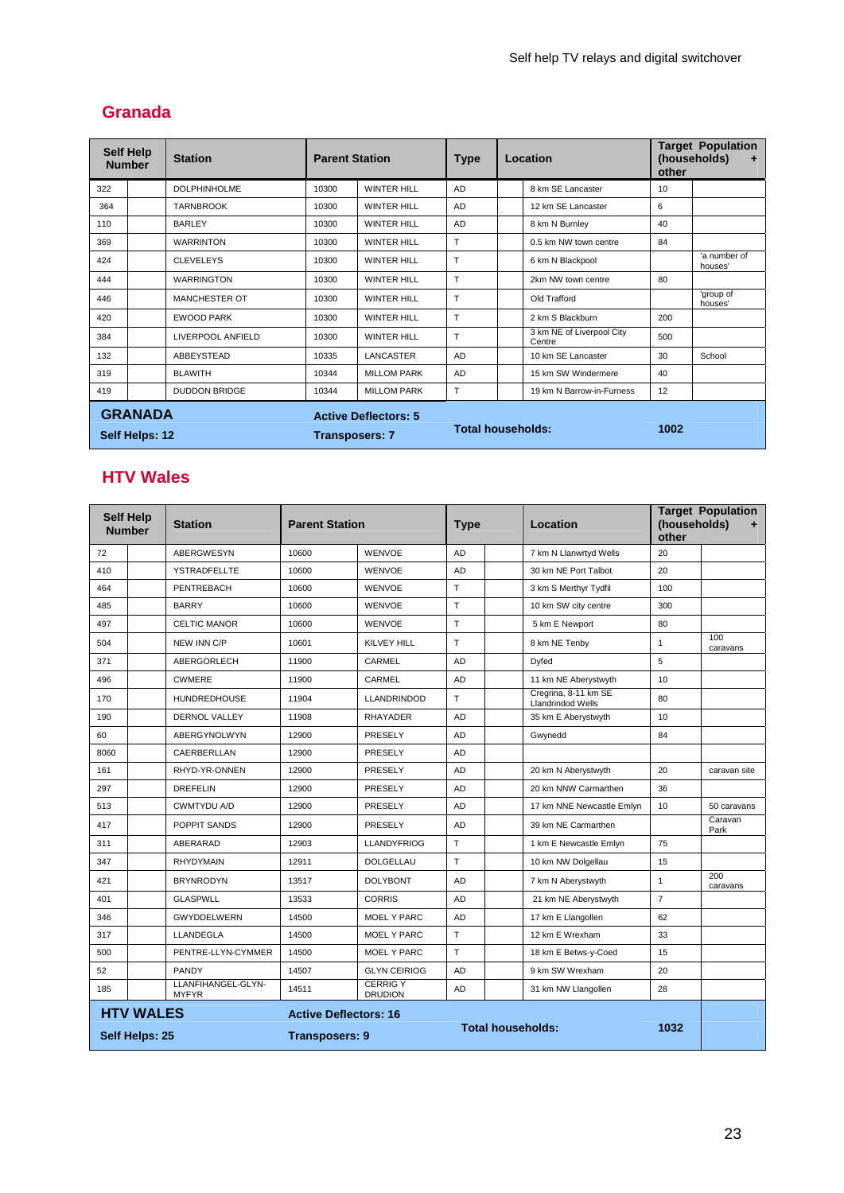## Granada

| Self Help Number | | Station | Parent Station | | Type | | Location | Target Population (households) + other | |
|---|---|---|---|---|---|---|---|---|---|
| 322 | | DOLPHINHOLME | 10300 | WINTER HILL | AD | | 8 km SE Lancaster | 10 | |
| 364 | | TARNBROOK | 10300 | WINTER HILL | AD | | 12 km SE Lancaster | 6 | |
| 110 | | BARLEY | 10300 | WINTER HILL | AD | | 8 km N Burnley | 40 | |
| 369 | | WARRINTON | 10300 | WINTER HILL | T | | 0.5 km NW town centre | 84 | |
| 424 | | CLEVELEYS | 10300 | WINTER HILL | T | | 6 km N Blackpool | | 'a number of houses' |
| 444 | | WARRINGTON | 10300 | WINTER HILL | T | | 2km NW town centre | 80 | |
| 446 | | MANCHESTER OT | 10300 | WINTER HILL | T | | Old Trafford | | 'group of houses' |
| 420 | | EWOOD PARK | 10300 | WINTER HILL | T | | 2 km S Blackburn | 200 | |
| 384 | | LIVERPOOL ANFIELD | 10300 | WINTER HILL | T | | 3 km NE of Liverpool City Centre | 500 | |
| 132 | | ABBEYSTEAD | 10335 | LANCASTER | AD | | 10 km SE Lancaster | 30 | School |
| 319 | | BLAWITH | 10344 | MILLOM PARK | AD | | 15 km SW Windermere | 40 | |
| 419 | | DUDDON BRIDGE | 10344 | MILLOM PARK | T | | 19 km N Barrow-in-Furness | 12 | |
| **GRANADA** | | | **Active Deflectors: 5** | | | | | | |
| **Self Helps: 12** | | | **Transposers: 7** | | **Total households:** | | | **1002** | |

## HTV Wales

| Self Help Number | | Station | Parent Station | | Type | | Location | Target Population (households) + other | |
|---|---|---|---|---|---|---|---|---|---|
| 72 | | ABERGWESYN | 10600 | WENVOE | AD | | 7 km N Llanwrtyd Wells | 20 | |
| 410 | | YSTRADFELLTE | 10600 | WENVOE | AD | | 30 km NE Port Talbot | 20 | |
| 464 | | PENTREBACH | 10600 | WENVOE | T | | 3 km S Merthyr Tydfil | 100 | |
| 485 | | BARRY | 10600 | WENVOE | T | | 10 km SW city centre | 300 | |
| 497 | | CELTIC MANOR | 10600 | WENVOE | T | | 5 km E Newport | 80 | |
| 504 | | NEW INN C/P | 10601 | KILVEY HILL | T | | 8 km NE Tenby | 1 | 100 caravans |
| 371 | | ABERGORLECH | 11900 | CARMEL | AD | | Dyfed | 5 | |
| 496 | | CWMERE | 11900 | CARMEL | AD | | 11 km NE Aberystwyth | 10 | |
| 170 | | HUNDREDHOUSE | 11904 | LLANDRINDOD | T | | Cregrina, 8-11 km SE Llandrindod Wells | 80 | |
| 190 | | DERNOL VALLEY | 11908 | RHAYADER | AD | | 35 km E Aberystwyth | 10 | |
| 60 | | ABERGYNOLWYN | 12900 | PRESELY | AD | | Gwynedd | 84 | |
| 8060 | | CAERBERLLAN | 12900 | PRESELY | AD | | | | |
| 161 | | RHYD-YR-ONNEN | 12900 | PRESELY | AD | | 20 km N Aberystwyth | 20 | caravan site |
| 297 | | DREFELIN | 12900 | PRESELY | AD | | 20 km NNW Carmarthen | 36 | |
| 513 | | CWMTYDU A/D | 12900 | PRESELY | AD | | 17 km NNE Newcastle Emlyn | 10 | 50 caravans |
| 417 | | POPPIT SANDS | 12900 | PRESELY | AD | | 39 km NE Carmarthen | | Caravan Park |
| 311 | | ABERARAD | 12903 | LLANDYFRIOG | T | | 1 km E Newcastle Emlyn | 75 | |
| 347 | | RHYDYMAIN | 12911 | DOLGELLAU | T | | 10 km NW Dolgellau | 15 | |
| 421 | | BRYNRODYN | 13517 | DOLYBONT | AD | | 7 km N Aberystwyth | 1 | 200 caravans |
| 401 | | GLASPWLL | 13533 | CORRIS | AD | | 21 km NE Aberystwyth | 7 | |
| 346 | | GWYDDELWERN | 14500 | MOEL Y PARC | AD | | 17 km E Llangollen | 62 | |
| 317 | | LLANDEGLA | 14500 | MOEL Y PARC | T | | 12 km E Wrexham | 33 | |
| 500 | | PENTRE-LLYN-CYMMER | 14500 | MOEL Y PARC | T | | 18 km E Betws-y-Coed | 15 | |
| 52 | | PANDY | 14507 | GLYN CEIRIOG | AD | | 9 km SW Wrexham | 20 | |
| 185 | | LLANFIHANGEL-GLYN-MYFYR | 14511 | CERRIG Y DRUDION | AD | | 31 km NW Llangollen | 28 | |
| **HTV WALES** | | | **Active Deflectors: 16** | | | | | | |
| **Self Helps: 25** | | | **Transposers: 9** | | **Total households:** | | | **1032** | |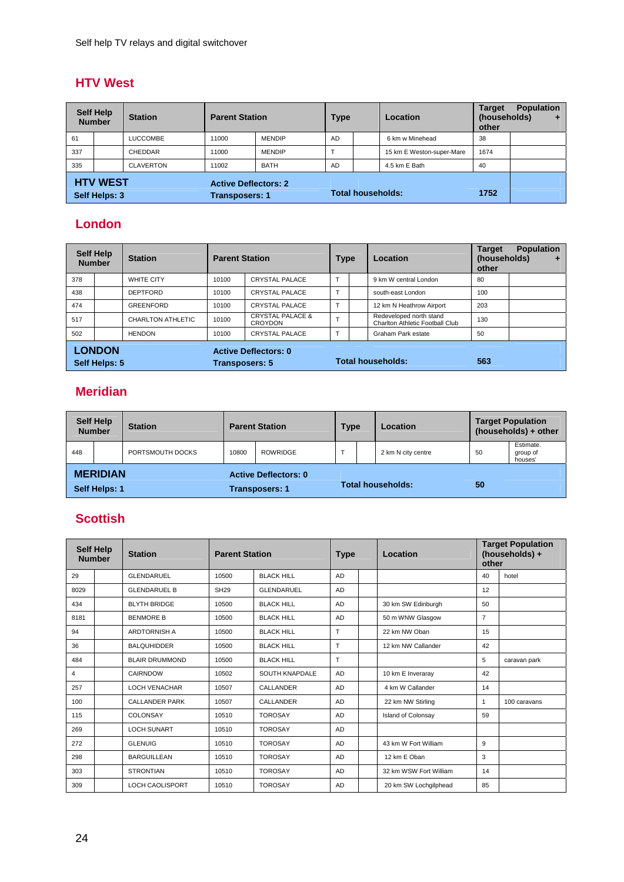## HTV West

| Self Help Number | | Station | Parent Station | | Type | | Location | Target Population (households) + other | |
|---|---|---|---|---|---|---|---|---|---|
| 61 | | LUCCOMBE | 11000 | MENDIP | AD | | 6 km w Minehead | 38 | |
| 337 | | CHEDDAR | 11000 | MENDIP | T | | 15 km E Weston-super-Mare | 1674 | |
| 335 | | CLAVERTON | 11002 | BATH | AD | | 4.5 km E Bath | 40 | |
| **HTV WEST** Self Helps: 3 | | | **Active Deflectors: 2** Transposers: 1 | | | | **Total households:** | **1752** | |

## London

| Self Help Number | | Station | Parent Station | | Type | | Location | Target Population (households) + other | |
|---|---|---|---|---|---|---|---|---|---|
| 378 | | WHITE CITY | 10100 | CRYSTAL PALACE | T | | 9 km W central London | 80 | |
| 438 | | DEPTFORD | 10100 | CRYSTAL PALACE | T | | south-east London | 100 | |
| 474 | | GREENFORD | 10100 | CRYSTAL PALACE | T | | 12 km N Heathrow Airport | 203 | |
| 517 | | CHARLTON ATHLETIC | 10100 | CRYSTAL PALACE & CROYDON | T | | Redeveloped north stand Charlton Athletic Football Club | 130 | |
| 502 | | HENDON | 10100 | CRYSTAL PALACE | T | | Graham Park estate | 50 | |
| **LONDON** Self Helps: 5 | | | **Active Deflectors: 0** Transposers: 5 | | | | **Total households:** | **563** | |

## Meridian

| Self Help Number | | Station | Parent Station | | Type | | Location | Target Population (households) + other | |
|---|---|---|---|---|---|---|---|---|---|
| 448 | | PORTSMOUTH DOCKS | 10800 | ROWRIDGE | T | | 2 km N city centre | 50 | Estimate. group of houses' |
| **MERIDIAN** Self Helps: 1 | | | **Active Deflectors: 0** Transposers: 1 | | | | **Total households:** | **50** | |

## Scottish

| Self Help Number | | Station | Parent Station | | Type | | Location | Target Population (households) + other | |
|---|---|---|---|---|---|---|---|---|---|
| 29 | | GLENDARUEL | 10500 | BLACK HILL | AD | | | 40 | hotel |
| 8029 | | GLENDARUEL B | SH29 | GLENDARUEL | AD | | | 12 | |
| 434 | | BLYTH BRIDGE | 10500 | BLACK HILL | AD | | 30 km SW Edinburgh | 50 | |
| 8181 | | BENMORE B | 10500 | BLACK HILL | AD | | 50 m WNW Glasgow | 7 | |
| 94 | | ARDTORNISH A | 10500 | BLACK HILL | T | | 22 km NW Oban | 15 | |
| 36 | | BALQUHIDDER | 10500 | BLACK HILL | T | | 12 km NW Callander | 42 | |
| 484 | | BLAIR DRUMMOND | 10500 | BLACK HILL | T | | | 5 | caravan park |
| 4 | | CAIRNDOW | 10502 | SOUTH KNAPDALE | AD | | 10 km E Inveraray | 42 | |
| 257 | | LOCH VENACHAR | 10507 | CALLANDER | AD | | 4 km W Callander | 14 | |
| 100 | | CALLANDER PARK | 10507 | CALLANDER | AD | | 22 km NW Stirling | 1 | 100 caravans |
| 115 | | COLONSAY | 10510 | TOROSAY | AD | | Island of Colonsay | 59 | |
| 269 | | LOCH SUNART | 10510 | TOROSAY | AD | | | | |
| 272 | | GLENUIG | 10510 | TOROSAY | AD | | 43 km W Fort William | 9 | |
| 298 | | BARGUILLEAN | 10510 | TOROSAY | AD | | 12 km E Oban | 3 | |
| 303 | | STRONTIAN | 10510 | TOROSAY | AD | | 32 km WSW Fort William | 14 | |
| 309 | | LOCH CAOLISPORT | 10510 | TOROSAY | AD | | 20 km SW Lochgilphead | 85 | |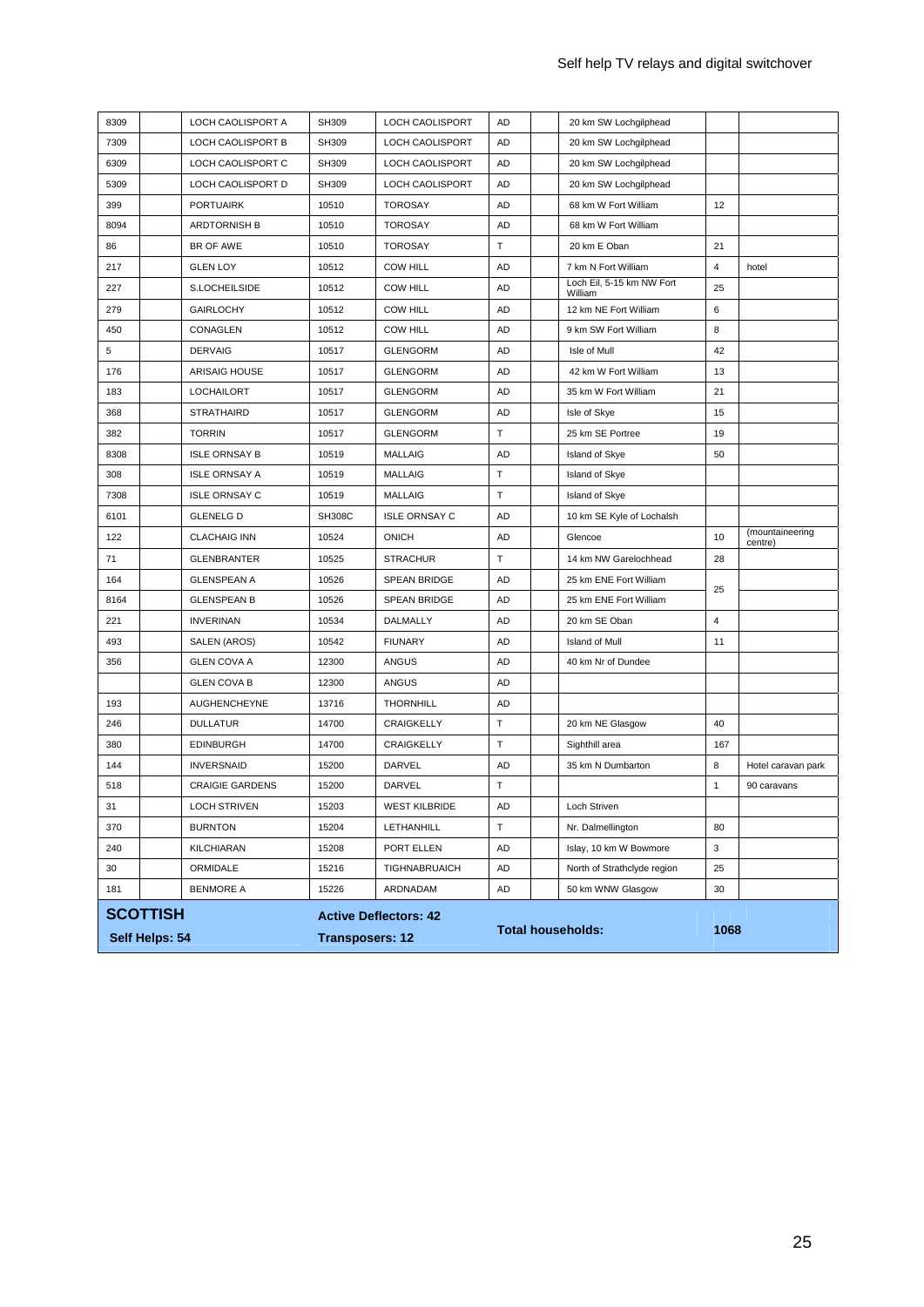| | | | | | | | | |
|---|---|---|---|---|---|---|---|---|
| 8309 | | LOCH CAOLISPORT A | SH309 | LOCH CAOLISPORT | AD | | 20 km SW Lochgilphead | | |
| 7309 | | LOCH CAOLISPORT B | SH309 | LOCH CAOLISPORT | AD | | 20 km SW Lochgilphead | | |
| 6309 | | LOCH CAOLISPORT C | SH309 | LOCH CAOLISPORT | AD | | 20 km SW Lochgilphead | | |
| 5309 | | LOCH CAOLISPORT D | SH309 | LOCH CAOLISPORT | AD | | 20 km SW Lochgilphead | | |
| 399 | | PORTUAIRK | 10510 | TOROSAY | AD | | 68 km W Fort William | 12 | |
| 8094 | | ARDTORNISH B | 10510 | TOROSAY | AD | | 68 km W Fort William | | |
| 86 | | BR OF AWE | 10510 | TOROSAY | T | | 20 km E Oban | 21 | |
| 217 | | GLEN LOY | 10512 | COW HILL | AD | | 7 km N Fort William | 4 | hotel |
| 227 | | S.LOCHEILSIDE | 10512 | COW HILL | AD | | Loch Eil, 5-15 km NW Fort William | 25 | |
| 279 | | GAIRLOCHY | 10512 | COW HILL | AD | | 12 km NE Fort William | 6 | |
| 450 | | CONAGLEN | 10512 | COW HILL | AD | | 9 km SW Fort William | 8 | |
| 5 | | DERVAIG | 10517 | GLENGORM | AD | | Isle of Mull | 42 | |
| 176 | | ARISAIG HOUSE | 10517 | GLENGORM | AD | | 42 km W Fort William | 13 | |
| 183 | | LOCHAILORT | 10517 | GLENGORM | AD | | 35 km W Fort William | 21 | |
| 368 | | STRATHAIRD | 10517 | GLENGORM | AD | | Isle of Skye | 15 | |
| 382 | | TORRIN | 10517 | GLENGORM | T | | 25 km SE Portree | 19 | |
| 8308 | | ISLE ORNSAY B | 10519 | MALLAIG | AD | | Island of Skye | 50 | |
| 308 | | ISLE ORNSAY A | 10519 | MALLAIG | T | | Island of Skye | | |
| 7308 | | ISLE ORNSAY C | 10519 | MALLAIG | T | | Island of Skye | | |
| 6101 | | GLENELG D | SH308C | ISLE ORNSAY C | AD | | 10 km SE Kyle of Lochalsh | | |
| 122 | | CLACHAIG INN | 10524 | ONICH | AD | | Glencoe | 10 | (mountaineering centre) |
| 71 | | GLENBRANTER | 10525 | STRACHUR | T | | 14 km NW Garelochhead | 28 | |
| 164 | | GLENSPEAN A | 10526 | SPEAN BRIDGE | AD | | 25 km ENE Fort William | 25 | |
| 8164 | | GLENSPEAN B | 10526 | SPEAN BRIDGE | AD | | 25 km ENE Fort William | | |
| 221 | | INVERINAN | 10534 | DALMALLY | AD | | 20 km SE Oban | 4 | |
| 493 | | SALEN (AROS) | 10542 | FIUNARY | AD | | Island of Mull | 11 | |
| 356 | | GLEN COVA A | 12300 | ANGUS | AD | | 40 km Nr of Dundee | | |
| | | GLEN COVA B | 12300 | ANGUS | AD | | | | |
| 193 | | AUGHENCHEYNE | 13716 | THORNHILL | AD | | | | |
| 246 | | DULLATUR | 14700 | CRAIGKELLY | T | | 20 km NE Glasgow | 40 | |
| 380 | | EDINBURGH | 14700 | CRAIGKELLY | T | | Sighthill area | 167 | |
| 144 | | INVERSNAID | 15200 | DARVEL | AD | | 35 km N Dumbarton | 8 | Hotel caravan park |
| 518 | | CRAIGIE GARDENS | 15200 | DARVEL | T | | | 1 | 90 caravans |
| 31 | | LOCH STRIVEN | 15203 | WEST KILBRIDE | AD | | Loch Striven | | |
| 370 | | BURNTON | 15204 | LETHANHILL | T | | Nr. Dalmellington | 80 | |
| 240 | | KILCHIARAN | 15208 | PORT ELLEN | AD | | Islay, 10 km W Bowmore | 3 | |
| 30 | | ORMIDALE | 15216 | TIGHNABRUAICH | AD | | North of Strathclyde region | 25 | |
| 181 | | BENMORE A | 15226 | ARDNADAM | AD | | 50 km WNW Glasgow | 30 | |
| **SCOTTISH** | | | **Active Deflectors: 42** | | | | **Total households:** | **1068** | |
| **Self Helps: 54** | | | **Transposers: 12** | | | | | | |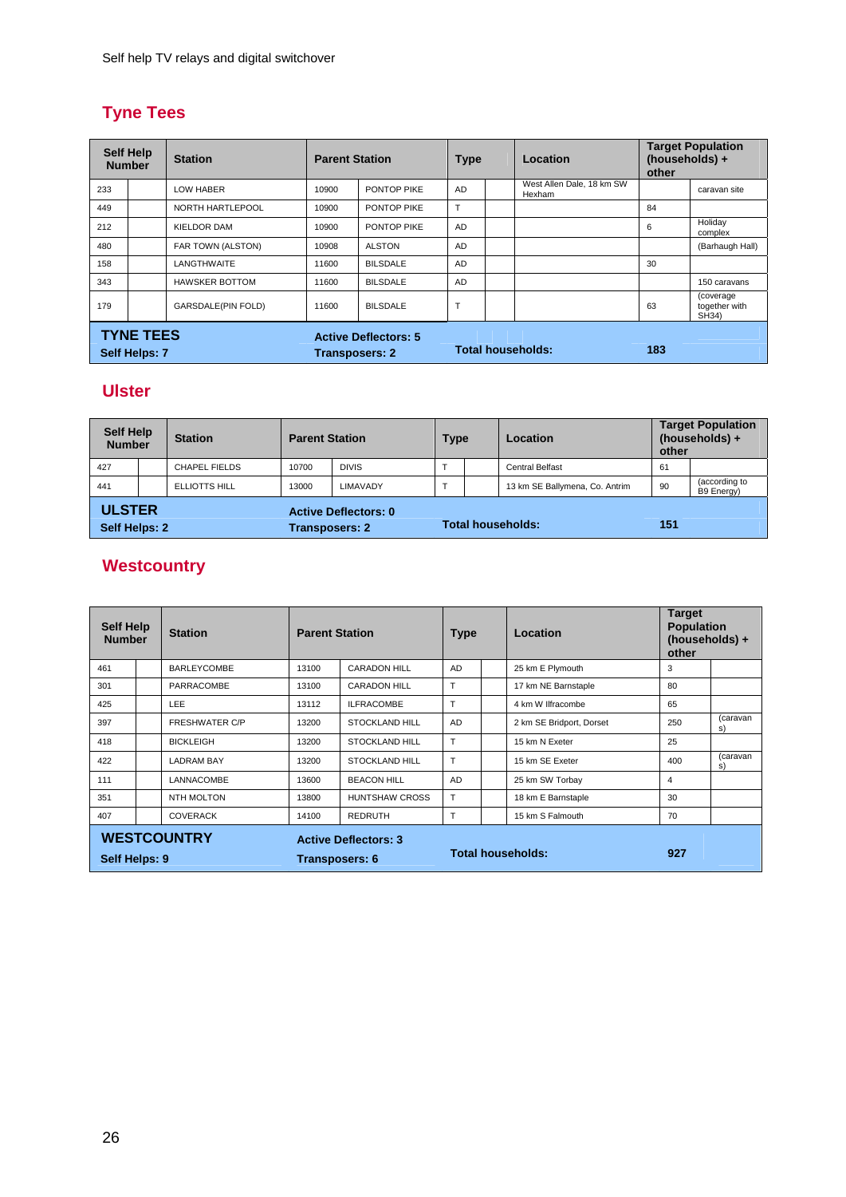## Tyne Tees

| Self Help Number | | Station | Parent Station | | Type | | Location | Target Population (households) + other | |
|---|---|---|---|---|---|---|---|---|---|
| 233 | | LOW HABER | 10900 | PONTOP PIKE | AD | | West Allen Dale, 18 km SW Hexham | | caravan site |
| 449 | | NORTH HARTLEPOOL | 10900 | PONTOP PIKE | T | | | 84 | |
| 212 | | KIELDOR DAM | 10900 | PONTOP PIKE | AD | | | 6 | Holiday complex |
| 480 | | FAR TOWN (ALSTON) | 10908 | ALSTON | AD | | | | (Barhaugh Hall) |
| 158 | | LANGTHWAITE | 11600 | BILSDALE | AD | | | 30 | |
| 343 | | HAWSKER BOTTOM | 11600 | BILSDALE | AD | | | | 150 caravans |
| 179 | | GARSDALE(PIN FOLD) | 11600 | BILSDALE | T | | | 63 | (coverage together with SH34) |
| **TYNE TEES** Self Helps: 7 | | | **Active Deflectors: 5** Transposers: 2 | | **Total households:** | | | **183** | |

## Ulster

| Self Help Number | | Station | Parent Station | | Type | | Location | Target Population (households) + other | |
|---|---|---|---|---|---|---|---|---|---|
| 427 | | CHAPEL FIELDS | 10700 | DIVIS | T | | Central Belfast | 61 | |
| 441 | | ELLIOTTS HILL | 13000 | LIMAVADY | T | | 13 km SE Ballymena, Co. Antrim | 90 | (according to B9 Energy) |
| **ULSTER** Self Helps: 2 | | | **Active Deflectors: 0** Transposers: 2 | | **Total households:** | | | **151** | |

## Westcountry

| Self Help Number | | Station | Parent Station | | Type | | Location | Target Population (households) + other | |
|---|---|---|---|---|---|---|---|---|---|
| 461 | | BARLEYCOMBE | 13100 | CARADON HILL | AD | | 25 km E Plymouth | 3 | |
| 301 | | PARRACOMBE | 13100 | CARADON HILL | T | | 17 km NE Barnstaple | 80 | |
| 425 | | LEE | 13112 | ILFRACOMBE | T | | 4 km W Ilfracombe | 65 | |
| 397 | | FRESHWATER C/P | 13200 | STOCKLAND HILL | AD | | 2 km SE Bridport, Dorset | 250 | (caravans) |
| 418 | | BICKLEIGH | 13200 | STOCKLAND HILL | T | | 15 km N Exeter | 25 | |
| 422 | | LADRAM BAY | 13200 | STOCKLAND HILL | T | | 15 km SE Exeter | 400 | (caravans) |
| 111 | | LANNACOMBE | 13600 | BEACON HILL | AD | | 25 km SW Torbay | 4 | |
| 351 | | NTH MOLTON | 13800 | HUNTSHAW CROSS | T | | 18 km E Barnstaple | 30 | |
| 407 | | COVERACK | 14100 | REDRUTH | T | | 15 km S Falmouth | 70 | |
| **WESTCOUNTRY** Self Helps: 9 | | | **Active Deflectors: 3** Transposers: 6 | | **Total households:** | | | **927** | |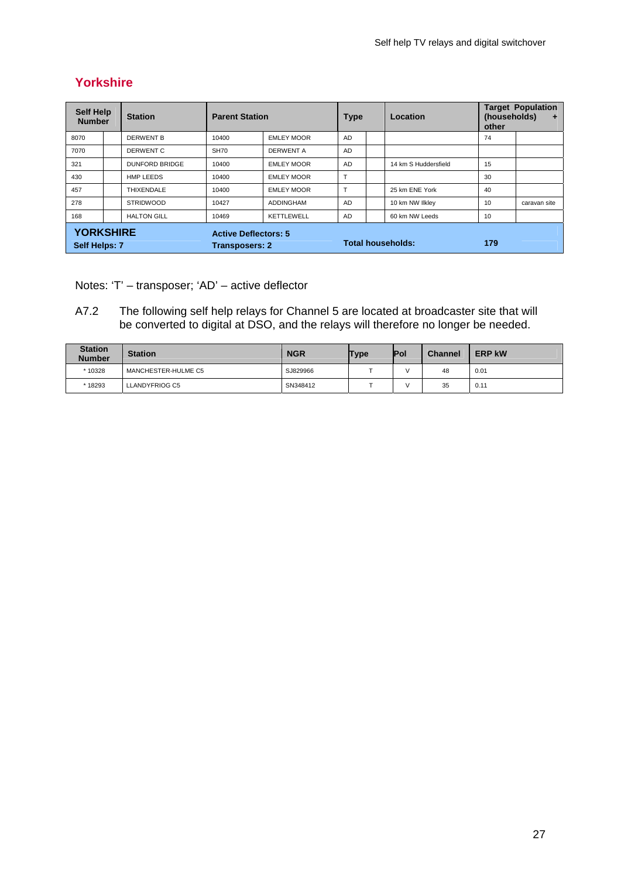## Yorkshire

| Self Help Number | | Station | Parent Station | | Type | | Location | Target Population (households) + other | |
|---|---|---|---|---|---|---|---|---|---|
| 8070 | | DERWENT B | 10400 | EMLEY MOOR | AD | | | 74 | |
| 7070 | | DERWENT C | SH70 | DERWENT A | AD | | | | |
| 321 | | DUNFORD BRIDGE | 10400 | EMLEY MOOR | AD | | 14 km S Huddersfield | 15 | |
| 430 | | HMP LEEDS | 10400 | EMLEY MOOR | T | | | 30 | |
| 457 | | THIXENDALE | 10400 | EMLEY MOOR | T | | 25 km ENE York | 40 | |
| 278 | | STRIDWOOD | 10427 | ADDINGHAM | AD | | 10 km NW Ilkley | 10 | caravan site |
| 168 | | HALTON GILL | 10469 | KETTLEWELL | AD | | 60 km NW Leeds | 10 | |
| **YORKSHIRE** Self Helps: 7 | | | **Active Deflectors: 5** Transposers: 2 | | | | **Total households:** | **179** | |

Notes: 'T' – transposer; 'AD' – active deflector

A7.2 The following self help relays for Channel 5 are located at broadcaster site that will be converted to digital at DSO, and the relays will therefore no longer be needed.

| Station Number | Station | NGR | Type | Pol | Channel | ERP kW |
|---|---|---|---|---|---|---|
| * 10328 | MANCHESTER-HULME C5 | SJ829966 | T | V | 48 | 0.01 |
| * 18293 | LLANDYFRIOG C5 | SN348412 | T | V | 35 | 0.11 |